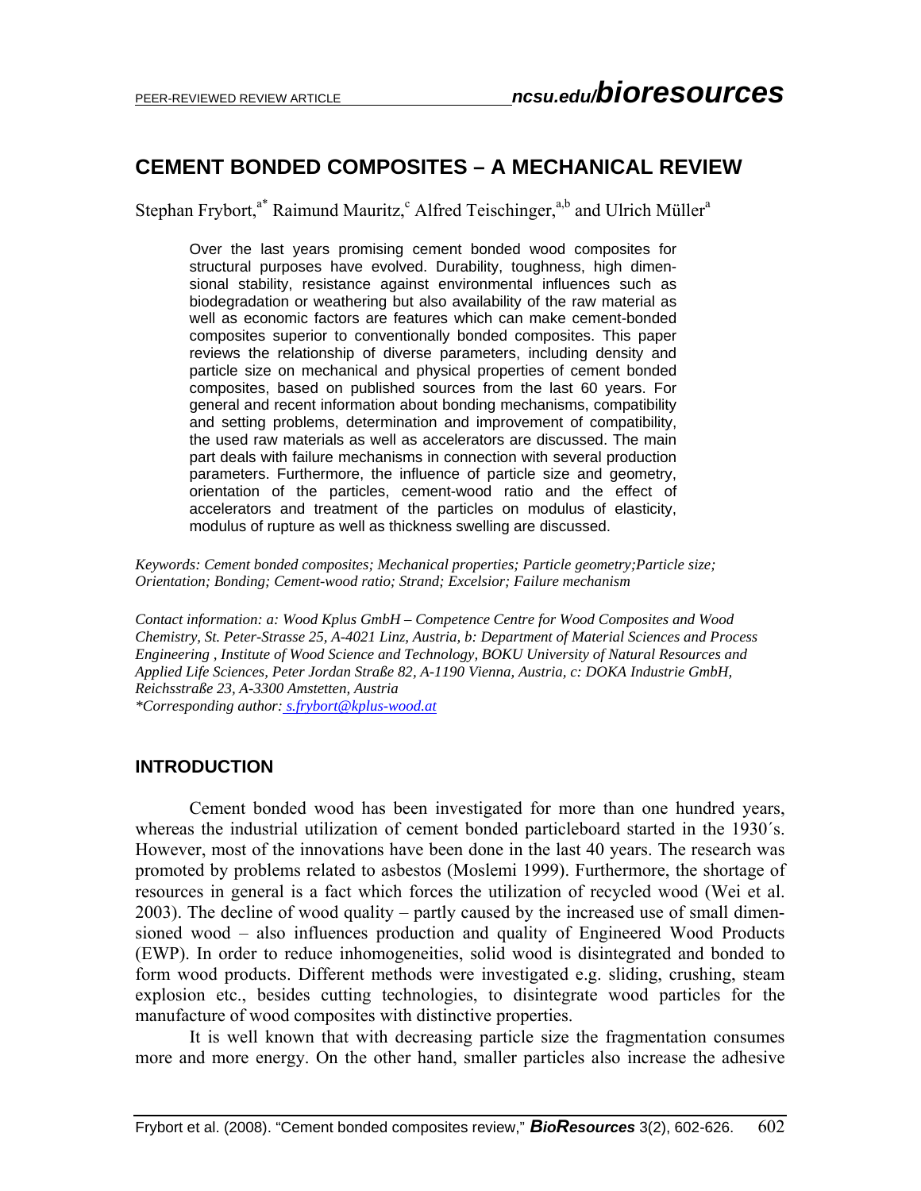# CEMENT BONDED COMPOSITES – A MECHANICAL REVIEW

Stephan Frybort,[a*] Raimund Mauritz,[c] Alfred Teischinger,[a,b] and Ulrich Müller[a]

> Over the last years promising cement bonded wood composites for structural purposes have evolved. Durability, toughness, high dimensional stability, resistance against environmental influences such as biodegradation or weathering but also availability of the raw material as well as economic factors are features which can make cement-bonded composites superior to conventionally bonded composites. This paper reviews the relationship of diverse parameters, including density and particle size on mechanical and physical properties of cement bonded composites, based on published sources from the last 60 years. For general and recent information about bonding mechanisms, compatibility and setting problems, determination and improvement of compatibility, the used raw materials as well as accelerators are discussed. The main part deals with failure mechanisms in connection with several production parameters. Furthermore, the influence of particle size and geometry, orientation of the particles, cement-wood ratio and the effect of accelerators and treatment of the particles on modulus of elasticity, modulus of rupture as well as thickness swelling are discussed.

*Keywords: Cement bonded composites; Mechanical properties; Particle geometry;Particle size; Orientation; Bonding; Cement-wood ratio; Strand; Excelsior; Failure mechanism*

*Contact information: a: Wood Kplus GmbH – Competence Centre for Wood Composites and Wood Chemistry, St. Peter-Strasse 25, A-4021 Linz, Austria, b: Department of Material Sciences and Process Engineering , Institute of Wood Science and Technology, BOKU University of Natural Resources and Applied Life Sciences, Peter Jordan Straße 82, A-1190 Vienna, Austria, c: DOKA Industrie GmbH, Reichsstraße 23, A-3300 Amstetten, Austria*
*\*Corresponding author: s.frybort@kplus-wood.at*

## INTRODUCTION

Cement bonded wood has been investigated for more than one hundred years, whereas the industrial utilization of cement bonded particleboard started in the 1930´s. However, most of the innovations have been done in the last 40 years. The research was promoted by problems related to asbestos (Moslemi 1999). Furthermore, the shortage of resources in general is a fact which forces the utilization of recycled wood (Wei et al. 2003). The decline of wood quality – partly caused by the increased use of small dimensioned wood – also influences production and quality of Engineered Wood Products (EWP). In order to reduce inhomogeneities, solid wood is disintegrated and bonded to form wood products. Different methods were investigated e.g. sliding, crushing, steam explosion etc., besides cutting technologies, to disintegrate wood particles for the manufacture of wood composites with distinctive properties.

It is well known that with decreasing particle size the fragmentation consumes more and more energy. On the other hand, smaller particles also increase the adhesive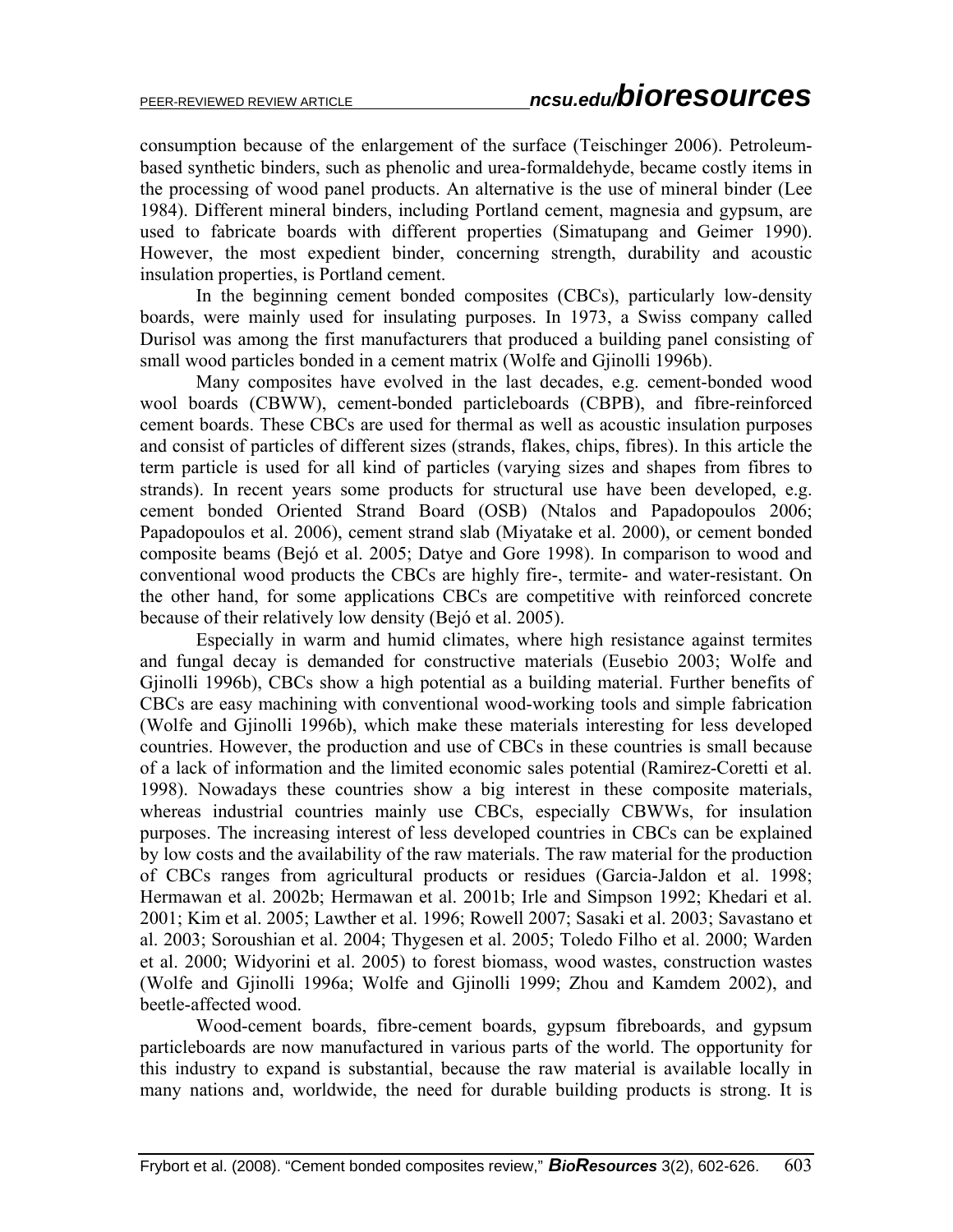consumption because of the enlargement of the surface (Teischinger 2006). Petroleum-based synthetic binders, such as phenolic and urea-formaldehyde, became costly items in the processing of wood panel products. An alternative is the use of mineral binder (Lee 1984). Different mineral binders, including Portland cement, magnesia and gypsum, are used to fabricate boards with different properties (Simatupang and Geimer 1990). However, the most expedient binder, concerning strength, durability and acoustic insulation properties, is Portland cement.

In the beginning cement bonded composites (CBCs), particularly low-density boards, were mainly used for insulating purposes. In 1973, a Swiss company called Durisol was among the first manufacturers that produced a building panel consisting of small wood particles bonded in a cement matrix (Wolfe and Gjinolli 1996b).

Many composites have evolved in the last decades, e.g. cement-bonded wood wool boards (CBWW), cement-bonded particleboards (CBPB), and fibre-reinforced cement boards. These CBCs are used for thermal as well as acoustic insulation purposes and consist of particles of different sizes (strands, flakes, chips, fibres). In this article the term particle is used for all kind of particles (varying sizes and shapes from fibres to strands). In recent years some products for structural use have been developed, e.g. cement bonded Oriented Strand Board (OSB) (Ntalos and Papadopoulos 2006; Papadopoulos et al. 2006), cement strand slab (Miyatake et al. 2000), or cement bonded composite beams (Bejó et al. 2005; Datye and Gore 1998). In comparison to wood and conventional wood products the CBCs are highly fire-, termite- and water-resistant. On the other hand, for some applications CBCs are competitive with reinforced concrete because of their relatively low density (Bejó et al. 2005).

Especially in warm and humid climates, where high resistance against termites and fungal decay is demanded for constructive materials (Eusebio 2003; Wolfe and Gjinolli 1996b), CBCs show a high potential as a building material. Further benefits of CBCs are easy machining with conventional wood-working tools and simple fabrication (Wolfe and Gjinolli 1996b), which make these materials interesting for less developed countries. However, the production and use of CBCs in these countries is small because of a lack of information and the limited economic sales potential (Ramirez-Coretti et al. 1998). Nowadays these countries show a big interest in these composite materials, whereas industrial countries mainly use CBCs, especially CBWWs, for insulation purposes. The increasing interest of less developed countries in CBCs can be explained by low costs and the availability of the raw materials. The raw material for the production of CBCs ranges from agricultural products or residues (Garcia-Jaldon et al. 1998; Hermawan et al. 2002b; Hermawan et al. 2001b; Irle and Simpson 1992; Khedari et al. 2001; Kim et al. 2005; Lawther et al. 1996; Rowell 2007; Sasaki et al. 2003; Savastano et al. 2003; Soroushian et al. 2004; Thygesen et al. 2005; Toledo Filho et al. 2000; Warden et al. 2000; Widyorini et al. 2005) to forest biomass, wood wastes, construction wastes (Wolfe and Gjinolli 1996a; Wolfe and Gjinolli 1999; Zhou and Kamdem 2002), and beetle-affected wood.

Wood-cement boards, fibre-cement boards, gypsum fibreboards, and gypsum particleboards are now manufactured in various parts of the world. The opportunity for this industry to expand is substantial, because the raw material is available locally in many nations and, worldwide, the need for durable building products is strong. It is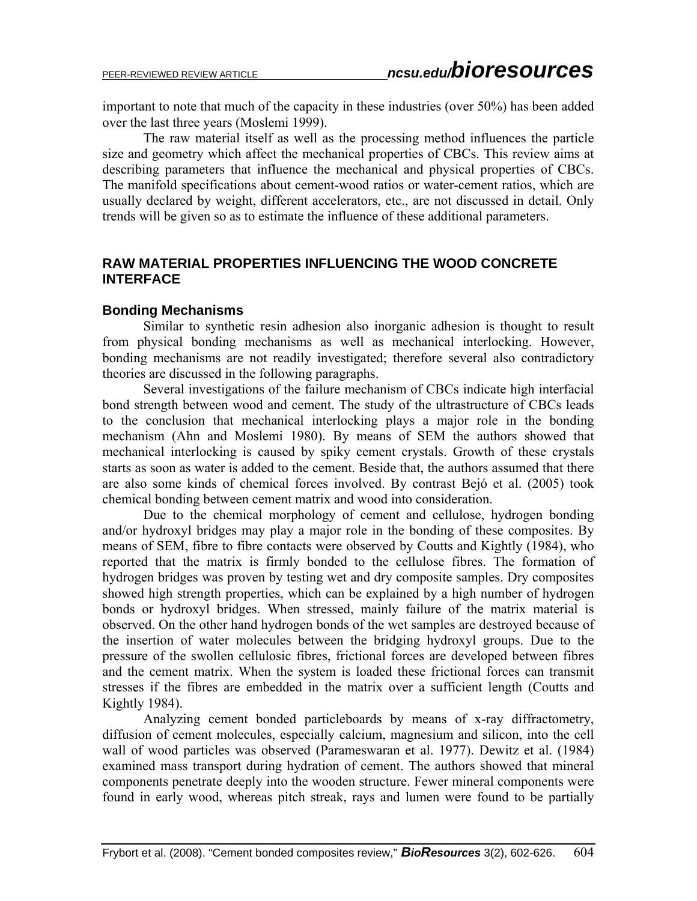important to note that much of the capacity in these industries (over 50%) has been added over the last three years (Moslemi 1999).

The raw material itself as well as the processing method influences the particle size and geometry which affect the mechanical properties of CBCs. This review aims at describing parameters that influence the mechanical and physical properties of CBCs. The manifold specifications about cement-wood ratios or water-cement ratios, which are usually declared by weight, different accelerators, etc., are not discussed in detail. Only trends will be given so as to estimate the influence of these additional parameters.

## RAW MATERIAL PROPERTIES INFLUENCING THE WOOD CONCRETE INTERFACE

### Bonding Mechanisms

Similar to synthetic resin adhesion also inorganic adhesion is thought to result from physical bonding mechanisms as well as mechanical interlocking. However, bonding mechanisms are not readily investigated; therefore several also contradictory theories are discussed in the following paragraphs.

Several investigations of the failure mechanism of CBCs indicate high interfacial bond strength between wood and cement. The study of the ultrastructure of CBCs leads to the conclusion that mechanical interlocking plays a major role in the bonding mechanism (Ahn and Moslemi 1980). By means of SEM the authors showed that mechanical interlocking is caused by spiky cement crystals. Growth of these crystals starts as soon as water is added to the cement. Beside that, the authors assumed that there are also some kinds of chemical forces involved. By contrast Bejó et al. (2005) took chemical bonding between cement matrix and wood into consideration.

Due to the chemical morphology of cement and cellulose, hydrogen bonding and/or hydroxyl bridges may play a major role in the bonding of these composites. By means of SEM, fibre to fibre contacts were observed by Coutts and Kightly (1984), who reported that the matrix is firmly bonded to the cellulose fibres. The formation of hydrogen bridges was proven by testing wet and dry composite samples. Dry composites showed high strength properties, which can be explained by a high number of hydrogen bonds or hydroxyl bridges. When stressed, mainly failure of the matrix material is observed. On the other hand hydrogen bonds of the wet samples are destroyed because of the insertion of water molecules between the bridging hydroxyl groups. Due to the pressure of the swollen cellulosic fibres, frictional forces are developed between fibres and the cement matrix. When the system is loaded these frictional forces can transmit stresses if the fibres are embedded in the matrix over a sufficient length (Coutts and Kightly 1984).

Analyzing cement bonded particleboards by means of x-ray diffractometry, diffusion of cement molecules, especially calcium, magnesium and silicon, into the cell wall of wood particles was observed (Parameswaran et al. 1977). Dewitz et al. (1984) examined mass transport during hydration of cement. The authors showed that mineral components penetrate deeply into the wooden structure. Fewer mineral components were found in early wood, whereas pitch streak, rays and lumen were found to be partially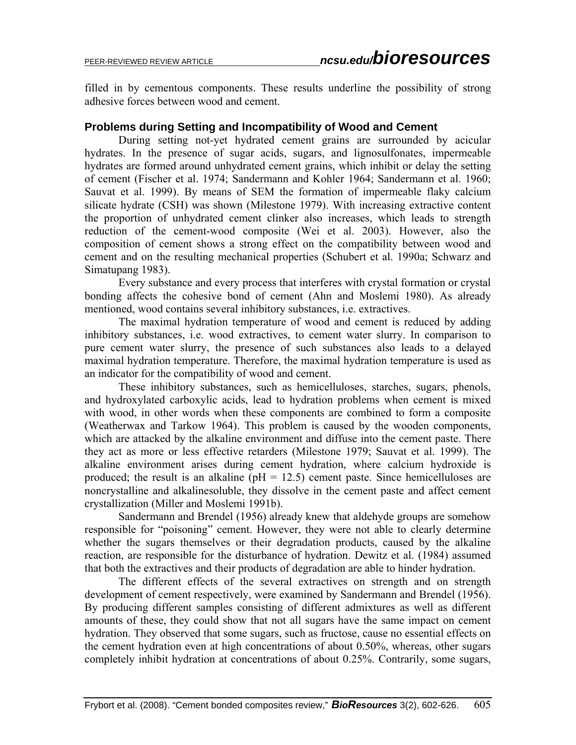filled in by cementous components. These results underline the possibility of strong adhesive forces between wood and cement.

### Problems during Setting and Incompatibility of Wood and Cement

During setting not-yet hydrated cement grains are surrounded by acicular hydrates. In the presence of sugar acids, sugars, and lignosulfonates, impermeable hydrates are formed around unhydrated cement grains, which inhibit or delay the setting of cement (Fischer et al. 1974; Sandermann and Kohler 1964; Sandermann et al. 1960; Sauvat et al. 1999). By means of SEM the formation of impermeable flaky calcium silicate hydrate (CSH) was shown (Milestone 1979). With increasing extractive content the proportion of unhydrated cement clinker also increases, which leads to strength reduction of the cement-wood composite (Wei et al. 2003). However, also the composition of cement shows a strong effect on the compatibility between wood and cement and on the resulting mechanical properties (Schubert et al. 1990a; Schwarz and Simatupang 1983).

Every substance and every process that interferes with crystal formation or crystal bonding affects the cohesive bond of cement (Ahn and Moslemi 1980). As already mentioned, wood contains several inhibitory substances, i.e. extractives.

The maximal hydration temperature of wood and cement is reduced by adding inhibitory substances, i.e. wood extractives, to cement water slurry. In comparison to pure cement water slurry, the presence of such substances also leads to a delayed maximal hydration temperature. Therefore, the maximal hydration temperature is used as an indicator for the compatibility of wood and cement.

These inhibitory substances, such as hemicelluloses, starches, sugars, phenols, and hydroxylated carboxylic acids, lead to hydration problems when cement is mixed with wood, in other words when these components are combined to form a composite (Weatherwax and Tarkow 1964). This problem is caused by the wooden components, which are attacked by the alkaline environment and diffuse into the cement paste. There they act as more or less effective retarders (Milestone 1979; Sauvat et al. 1999). The alkaline environment arises during cement hydration, where calcium hydroxide is produced; the result is an alkaline ($pH = 12.5$) cement paste. Since hemicelluloses are noncrystalline and alkalinesoluble, they dissolve in the cement paste and affect cement crystallization (Miller and Moslemi 1991b).

Sandermann and Brendel (1956) already knew that aldehyde groups are somehow responsible for "poisoning" cement. However, they were not able to clearly determine whether the sugars themselves or their degradation products, caused by the alkaline reaction, are responsible for the disturbance of hydration. Dewitz et al. (1984) assumed that both the extractives and their products of degradation are able to hinder hydration.

The different effects of the several extractives on strength and on strength development of cement respectively, were examined by Sandermann and Brendel (1956). By producing different samples consisting of different admixtures as well as different amounts of these, they could show that not all sugars have the same impact on cement hydration. They observed that some sugars, such as fructose, cause no essential effects on the cement hydration even at high concentrations of about 0.50%, whereas, other sugars completely inhibit hydration at concentrations of about 0.25%. Contrarily, some sugars,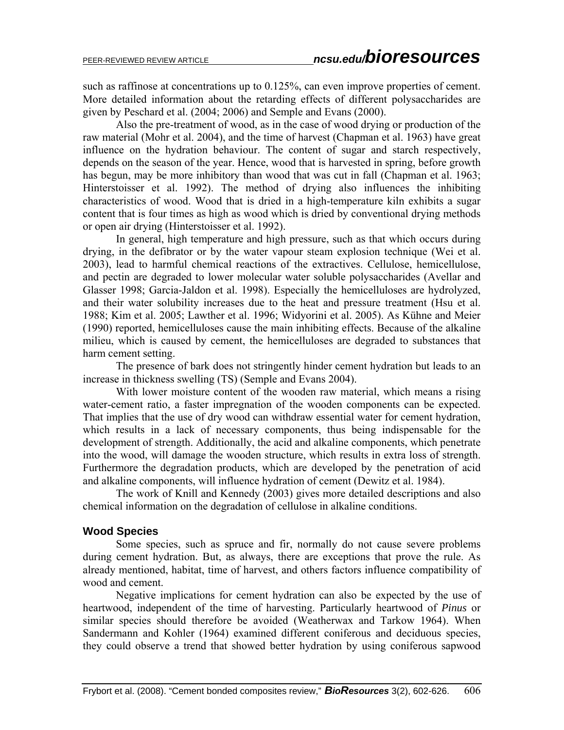such as raffinose at concentrations up to 0.125%, can even improve properties of cement. More detailed information about the retarding effects of different polysaccharides are given by Peschard et al. (2004; 2006) and Semple and Evans (2000).

Also the pre-treatment of wood, as in the case of wood drying or production of the raw material (Mohr et al. 2004), and the time of harvest (Chapman et al. 1963) have great influence on the hydration behaviour. The content of sugar and starch respectively, depends on the season of the year. Hence, wood that is harvested in spring, before growth has begun, may be more inhibitory than wood that was cut in fall (Chapman et al. 1963; Hinterstoisser et al. 1992). The method of drying also influences the inhibiting characteristics of wood. Wood that is dried in a high-temperature kiln exhibits a sugar content that is four times as high as wood which is dried by conventional drying methods or open air drying (Hinterstoisser et al. 1992).

In general, high temperature and high pressure, such as that which occurs during drying, in the defibrator or by the water vapour steam explosion technique (Wei et al. 2003), lead to harmful chemical reactions of the extractives. Cellulose, hemicellulose, and pectin are degraded to lower molecular water soluble polysaccharides (Avellar and Glasser 1998; Garcia-Jaldon et al. 1998). Especially the hemicelluloses are hydrolyzed, and their water solubility increases due to the heat and pressure treatment (Hsu et al. 1988; Kim et al. 2005; Lawther et al. 1996; Widyorini et al. 2005). As Kühne and Meier (1990) reported, hemicelluloses cause the main inhibiting effects. Because of the alkaline milieu, which is caused by cement, the hemicelluloses are degraded to substances that harm cement setting.

The presence of bark does not stringently hinder cement hydration but leads to an increase in thickness swelling (TS) (Semple and Evans 2004).

With lower moisture content of the wooden raw material, which means a rising water-cement ratio, a faster impregnation of the wooden components can be expected. That implies that the use of dry wood can withdraw essential water for cement hydration, which results in a lack of necessary components, thus being indispensable for the development of strength. Additionally, the acid and alkaline components, which penetrate into the wood, will damage the wooden structure, which results in extra loss of strength. Furthermore the degradation products, which are developed by the penetration of acid and alkaline components, will influence hydration of cement (Dewitz et al. 1984).

The work of Knill and Kennedy (2003) gives more detailed descriptions and also chemical information on the degradation of cellulose in alkaline conditions.

### Wood Species

Some species, such as spruce and fir, normally do not cause severe problems during cement hydration. But, as always, there are exceptions that prove the rule. As already mentioned, habitat, time of harvest, and others factors influence compatibility of wood and cement.

Negative implications for cement hydration can also be expected by the use of heartwood, independent of the time of harvesting. Particularly heartwood of *Pinus* or similar species should therefore be avoided (Weatherwax and Tarkow 1964). When Sandermann and Kohler (1964) examined different coniferous and deciduous species, they could observe a trend that showed better hydration by using coniferous sapwood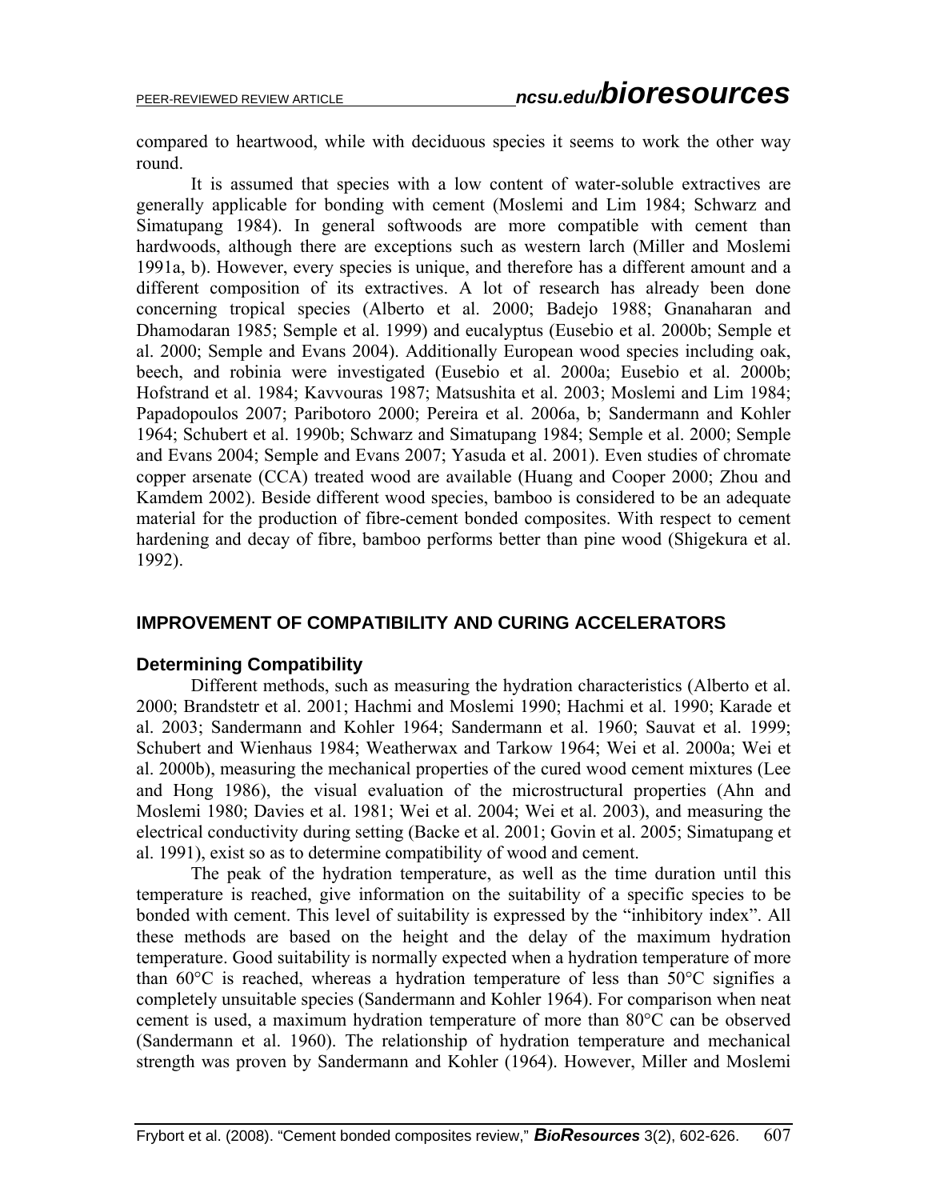compared to heartwood, while with deciduous species it seems to work the other way round.

It is assumed that species with a low content of water-soluble extractives are generally applicable for bonding with cement (Moslemi and Lim 1984; Schwarz and Simatupang 1984). In general softwoods are more compatible with cement than hardwoods, although there are exceptions such as western larch (Miller and Moslemi 1991a, b). However, every species is unique, and therefore has a different amount and a different composition of its extractives. A lot of research has already been done concerning tropical species (Alberto et al. 2000; Badejo 1988; Gnanaharan and Dhamodaran 1985; Semple et al. 1999) and eucalyptus (Eusebio et al. 2000b; Semple et al. 2000; Semple and Evans 2004). Additionally European wood species including oak, beech, and robinia were investigated (Eusebio et al. 2000a; Eusebio et al. 2000b; Hofstrand et al. 1984; Kavvouras 1987; Matsushita et al. 2003; Moslemi and Lim 1984; Papadopoulos 2007; Paribotoro 2000; Pereira et al. 2006a, b; Sandermann and Kohler 1964; Schubert et al. 1990b; Schwarz and Simatupang 1984; Semple et al. 2000; Semple and Evans 2004; Semple and Evans 2007; Yasuda et al. 2001). Even studies of chromate copper arsenate (CCA) treated wood are available (Huang and Cooper 2000; Zhou and Kamdem 2002). Beside different wood species, bamboo is considered to be an adequate material for the production of fibre-cement bonded composites. With respect to cement hardening and decay of fibre, bamboo performs better than pine wood (Shigekura et al. 1992).

## IMPROVEMENT OF COMPATIBILITY AND CURING ACCELERATORS

### Determining Compatibility

Different methods, such as measuring the hydration characteristics (Alberto et al. 2000; Brandstetr et al. 2001; Hachmi and Moslemi 1990; Hachmi et al. 1990; Karade et al. 2003; Sandermann and Kohler 1964; Sandermann et al. 1960; Sauvat et al. 1999; Schubert and Wienhaus 1984; Weatherwax and Tarkow 1964; Wei et al. 2000a; Wei et al. 2000b), measuring the mechanical properties of the cured wood cement mixtures (Lee and Hong 1986), the visual evaluation of the microstructural properties (Ahn and Moslemi 1980; Davies et al. 1981; Wei et al. 2004; Wei et al. 2003), and measuring the electrical conductivity during setting (Backe et al. 2001; Govin et al. 2005; Simatupang et al. 1991), exist so as to determine compatibility of wood and cement.

The peak of the hydration temperature, as well as the time duration until this temperature is reached, give information on the suitability of a specific species to be bonded with cement. This level of suitability is expressed by the "inhibitory index". All these methods are based on the height and the delay of the maximum hydration temperature. Good suitability is normally expected when a hydration temperature of more than 60°C is reached, whereas a hydration temperature of less than 50°C signifies a completely unsuitable species (Sandermann and Kohler 1964). For comparison when neat cement is used, a maximum hydration temperature of more than 80°C can be observed (Sandermann et al. 1960). The relationship of hydration temperature and mechanical strength was proven by Sandermann and Kohler (1964). However, Miller and Moslemi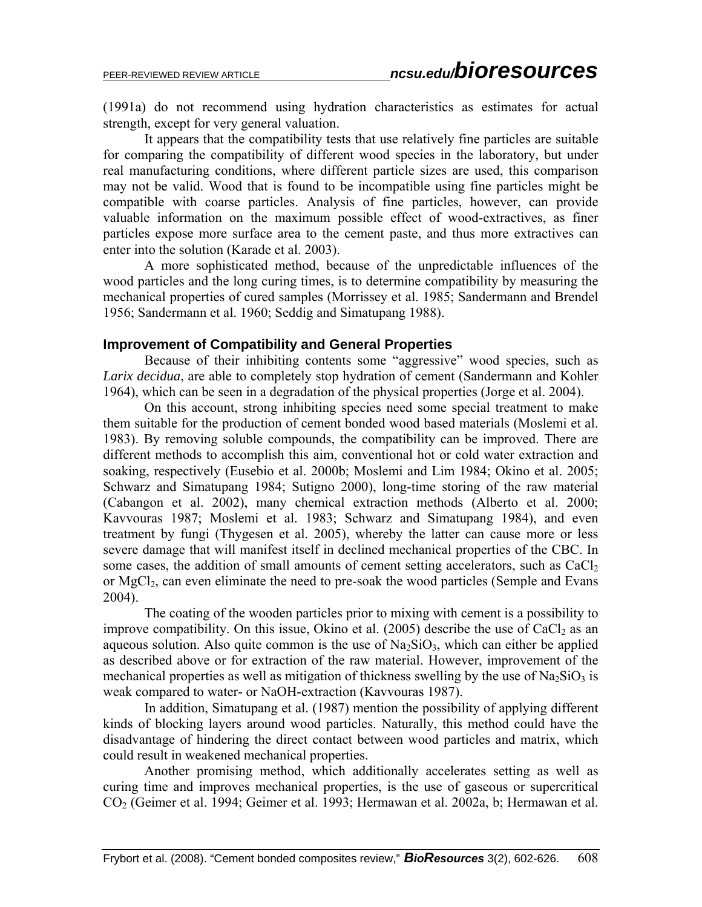(1991a) do not recommend using hydration characteristics as estimates for actual strength, except for very general valuation.

It appears that the compatibility tests that use relatively fine particles are suitable for comparing the compatibility of different wood species in the laboratory, but under real manufacturing conditions, where different particle sizes are used, this comparison may not be valid. Wood that is found to be incompatible using fine particles might be compatible with coarse particles. Analysis of fine particles, however, can provide valuable information on the maximum possible effect of wood-extractives, as finer particles expose more surface area to the cement paste, and thus more extractives can enter into the solution (Karade et al. 2003).

A more sophisticated method, because of the unpredictable influences of the wood particles and the long curing times, is to determine compatibility by measuring the mechanical properties of cured samples (Morrissey et al. 1985; Sandermann and Brendel 1956; Sandermann et al. 1960; Seddig and Simatupang 1988).

### Improvement of Compatibility and General Properties

Because of their inhibiting contents some "aggressive" wood species, such as *Larix decidua*, are able to completely stop hydration of cement (Sandermann and Kohler 1964), which can be seen in a degradation of the physical properties (Jorge et al. 2004).

On this account, strong inhibiting species need some special treatment to make them suitable for the production of cement bonded wood based materials (Moslemi et al. 1983). By removing soluble compounds, the compatibility can be improved. There are different methods to accomplish this aim, conventional hot or cold water extraction and soaking, respectively (Eusebio et al. 2000b; Moslemi and Lim 1984; Okino et al. 2005; Schwarz and Simatupang 1984; Sutigno 2000), long-time storing of the raw material (Cabangon et al. 2002), many chemical extraction methods (Alberto et al. 2000; Kavvouras 1987; Moslemi et al. 1983; Schwarz and Simatupang 1984), and even treatment by fungi (Thygesen et al. 2005), whereby the latter can cause more or less severe damage that will manifest itself in declined mechanical properties of the CBC. In some cases, the addition of small amounts of cement setting accelerators, such as $CaCl_2$ or $MgCl_2$, can even eliminate the need to pre-soak the wood particles (Semple and Evans 2004).

The coating of the wooden particles prior to mixing with cement is a possibility to improve compatibility. On this issue, Okino et al. (2005) describe the use of $CaCl_2$ as an aqueous solution. Also quite common is the use of $Na_2SiO_3$, which can either be applied as described above or for extraction of the raw material. However, improvement of the mechanical properties as well as mitigation of thickness swelling by the use of $Na_2SiO_3$ is weak compared to water- or NaOH-extraction (Kavvouras 1987).

In addition, Simatupang et al. (1987) mention the possibility of applying different kinds of blocking layers around wood particles. Naturally, this method could have the disadvantage of hindering the direct contact between wood particles and matrix, which could result in weakened mechanical properties.

Another promising method, which additionally accelerates setting as well as curing time and improves mechanical properties, is the use of gaseous or supercritical $CO_2$ (Geimer et al. 1994; Geimer et al. 1993; Hermawan et al. 2002a, b; Hermawan et al.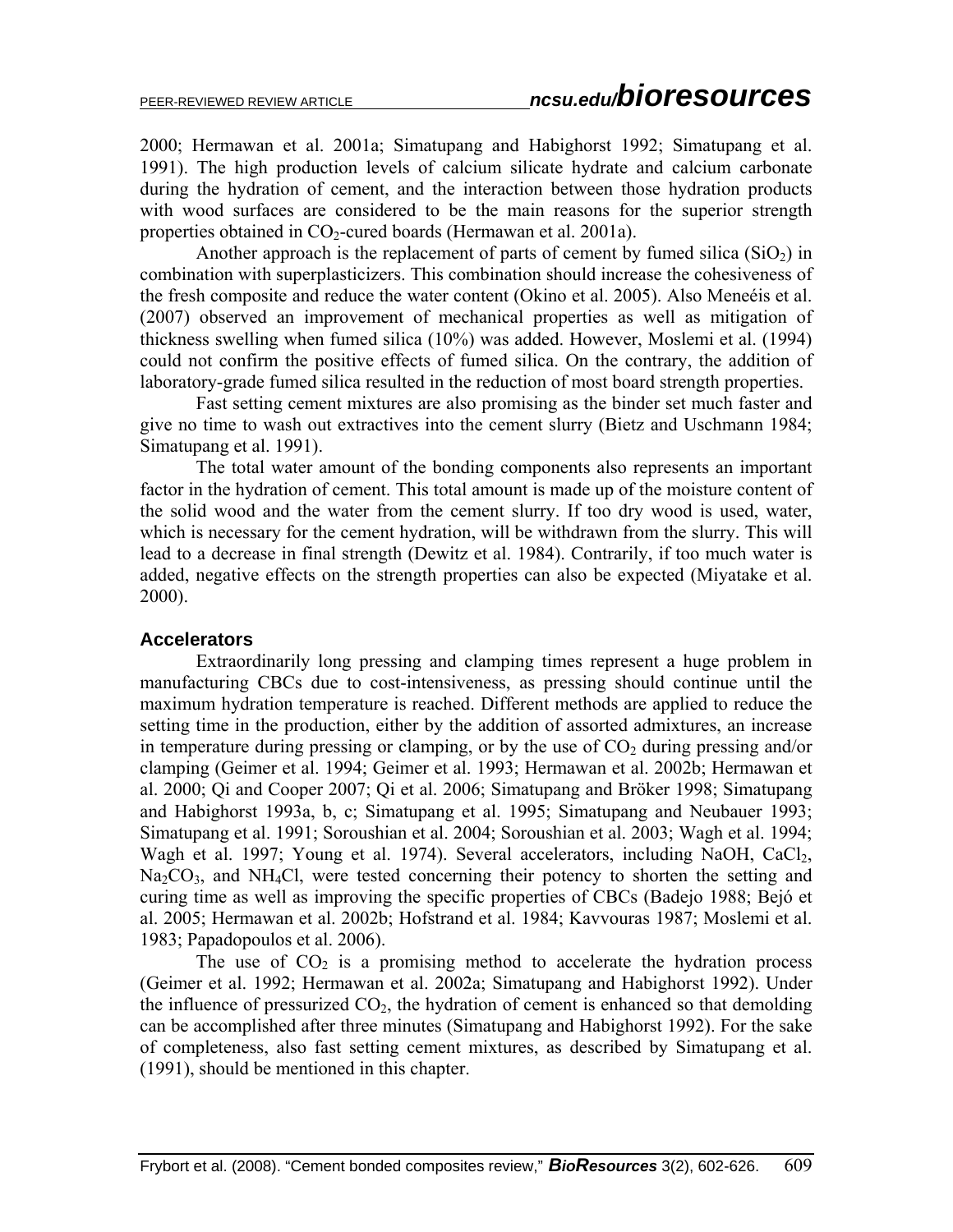2000; Hermawan et al. 2001a; Simatupang and Habighorst 1992; Simatupang et al. 1991). The high production levels of calcium silicate hydrate and calcium carbonate during the hydration of cement, and the interaction between those hydration products with wood surfaces are considered to be the main reasons for the superior strength properties obtained in $CO_2$-cured boards (Hermawan et al. 2001a).

Another approach is the replacement of parts of cement by fumed silica ($SiO_2$) in combination with superplasticizers. This combination should increase the cohesiveness of the fresh composite and reduce the water content (Okino et al. 2005). Also Meneéis et al. (2007) observed an improvement of mechanical properties as well as mitigation of thickness swelling when fumed silica (10%) was added. However, Moslemi et al. (1994) could not confirm the positive effects of fumed silica. On the contrary, the addition of laboratory-grade fumed silica resulted in the reduction of most board strength properties.

Fast setting cement mixtures are also promising as the binder set much faster and give no time to wash out extractives into the cement slurry (Bietz and Uschmann 1984; Simatupang et al. 1991).

The total water amount of the bonding components also represents an important factor in the hydration of cement. This total amount is made up of the moisture content of the solid wood and the water from the cement slurry. If too dry wood is used, water, which is necessary for the cement hydration, will be withdrawn from the slurry. This will lead to a decrease in final strength (Dewitz et al. 1984). Contrarily, if too much water is added, negative effects on the strength properties can also be expected (Miyatake et al. 2000).

### Accelerators

Extraordinarily long pressing and clamping times represent a huge problem in manufacturing CBCs due to cost-intensiveness, as pressing should continue until the maximum hydration temperature is reached. Different methods are applied to reduce the setting time in the production, either by the addition of assorted admixtures, an increase in temperature during pressing or clamping, or by the use of $CO_2$ during pressing and/or clamping (Geimer et al. 1994; Geimer et al. 1993; Hermawan et al. 2002b; Hermawan et al. 2000; Qi and Cooper 2007; Qi et al. 2006; Simatupang and Bröker 1998; Simatupang and Habighorst 1993a, b, c; Simatupang et al. 1995; Simatupang and Neubauer 1993; Simatupang et al. 1991; Soroushian et al. 2004; Soroushian et al. 2003; Wagh et al. 1994; Wagh et al. 1997; Young et al. 1974). Several accelerators, including NaOH, $CaCl_2$, $Na_2CO_3$, and $NH_4Cl$, were tested concerning their potency to shorten the setting and curing time as well as improving the specific properties of CBCs (Badejo 1988; Bejó et al. 2005; Hermawan et al. 2002b; Hofstrand et al. 1984; Kavvouras 1987; Moslemi et al. 1983; Papadopoulos et al. 2006).

The use of $CO_2$ is a promising method to accelerate the hydration process (Geimer et al. 1992; Hermawan et al. 2002a; Simatupang and Habighorst 1992). Under the influence of pressurized $CO_2$, the hydration of cement is enhanced so that demolding can be accomplished after three minutes (Simatupang and Habighorst 1992). For the sake of completeness, also fast setting cement mixtures, as described by Simatupang et al. (1991), should be mentioned in this chapter.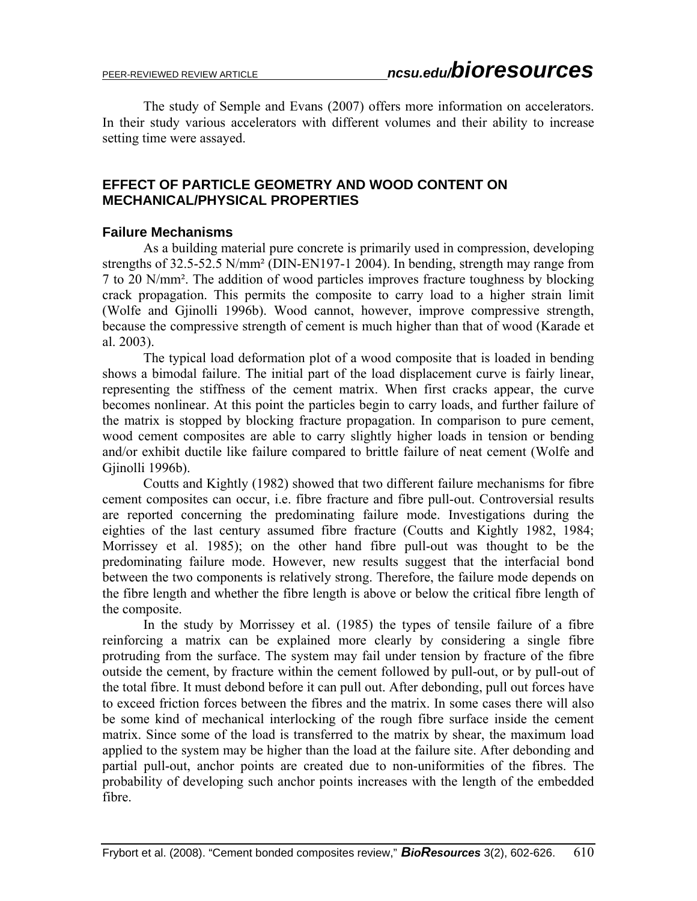The study of Semple and Evans (2007) offers more information on accelerators. In their study various accelerators with different volumes and their ability to increase setting time were assayed.

## EFFECT OF PARTICLE GEOMETRY AND WOOD CONTENT ON MECHANICAL/PHYSICAL PROPERTIES

### Failure Mechanisms

As a building material pure concrete is primarily used in compression, developing strengths of 32.5-52.5 N/mm² (DIN-EN197-1 2004). In bending, strength may range from 7 to 20 N/mm². The addition of wood particles improves fracture toughness by blocking crack propagation. This permits the composite to carry load to a higher strain limit (Wolfe and Gjinolli 1996b). Wood cannot, however, improve compressive strength, because the compressive strength of cement is much higher than that of wood (Karade et al. 2003).

The typical load deformation plot of a wood composite that is loaded in bending shows a bimodal failure. The initial part of the load displacement curve is fairly linear, representing the stiffness of the cement matrix. When first cracks appear, the curve becomes nonlinear. At this point the particles begin to carry loads, and further failure of the matrix is stopped by blocking fracture propagation. In comparison to pure cement, wood cement composites are able to carry slightly higher loads in tension or bending and/or exhibit ductile like failure compared to brittle failure of neat cement (Wolfe and Gjinolli 1996b).

Coutts and Kightly (1982) showed that two different failure mechanisms for fibre cement composites can occur, i.e. fibre fracture and fibre pull-out. Controversial results are reported concerning the predominating failure mode. Investigations during the eighties of the last century assumed fibre fracture (Coutts and Kightly 1982, 1984; Morrissey et al. 1985); on the other hand fibre pull-out was thought to be the predominating failure mode. However, new results suggest that the interfacial bond between the two components is relatively strong. Therefore, the failure mode depends on the fibre length and whether the fibre length is above or below the critical fibre length of the composite.

In the study by Morrissey et al. (1985) the types of tensile failure of a fibre reinforcing a matrix can be explained more clearly by considering a single fibre protruding from the surface. The system may fail under tension by fracture of the fibre outside the cement, by fracture within the cement followed by pull-out, or by pull-out of the total fibre. It must debond before it can pull out. After debonding, pull out forces have to exceed friction forces between the fibres and the matrix. In some cases there will also be some kind of mechanical interlocking of the rough fibre surface inside the cement matrix. Since some of the load is transferred to the matrix by shear, the maximum load applied to the system may be higher than the load at the failure site. After debonding and partial pull-out, anchor points are created due to non-uniformities of the fibres. The probability of developing such anchor points increases with the length of the embedded fibre.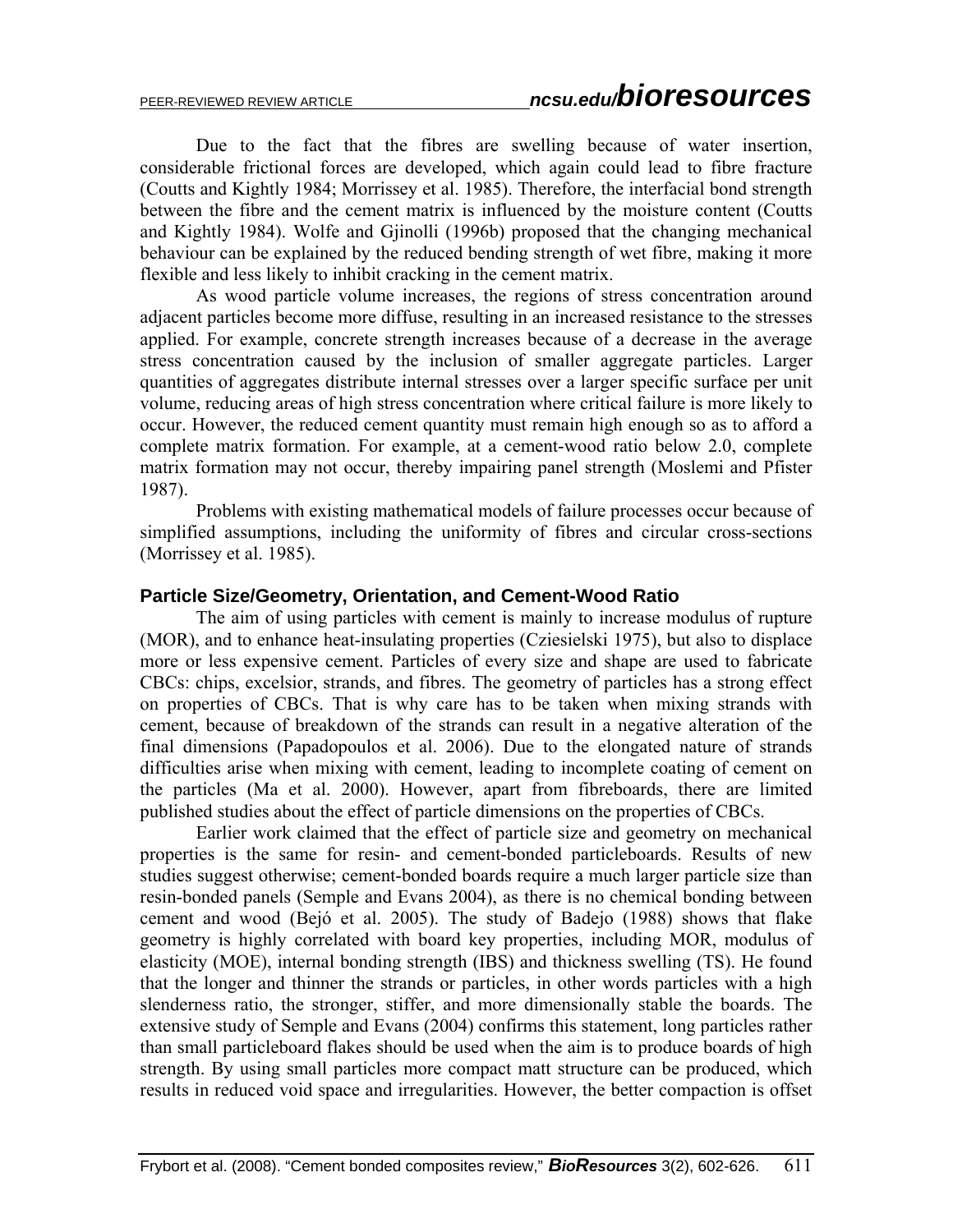Due to the fact that the fibres are swelling because of water insertion, considerable frictional forces are developed, which again could lead to fibre fracture (Coutts and Kightly 1984; Morrissey et al. 1985). Therefore, the interfacial bond strength between the fibre and the cement matrix is influenced by the moisture content (Coutts and Kightly 1984). Wolfe and Gjinolli (1996b) proposed that the changing mechanical behaviour can be explained by the reduced bending strength of wet fibre, making it more flexible and less likely to inhibit cracking in the cement matrix.

As wood particle volume increases, the regions of stress concentration around adjacent particles become more diffuse, resulting in an increased resistance to the stresses applied. For example, concrete strength increases because of a decrease in the average stress concentration caused by the inclusion of smaller aggregate particles. Larger quantities of aggregates distribute internal stresses over a larger specific surface per unit volume, reducing areas of high stress concentration where critical failure is more likely to occur. However, the reduced cement quantity must remain high enough so as to afford a complete matrix formation. For example, at a cement-wood ratio below 2.0, complete matrix formation may not occur, thereby impairing panel strength (Moslemi and Pfister 1987).

Problems with existing mathematical models of failure processes occur because of simplified assumptions, including the uniformity of fibres and circular cross-sections (Morrissey et al. 1985).

### Particle Size/Geometry, Orientation, and Cement-Wood Ratio

The aim of using particles with cement is mainly to increase modulus of rupture (MOR), and to enhance heat-insulating properties (Cziesielski 1975), but also to displace more or less expensive cement. Particles of every size and shape are used to fabricate CBCs: chips, excelsior, strands, and fibres. The geometry of particles has a strong effect on properties of CBCs. That is why care has to be taken when mixing strands with cement, because of breakdown of the strands can result in a negative alteration of the final dimensions (Papadopoulos et al. 2006). Due to the elongated nature of strands difficulties arise when mixing with cement, leading to incomplete coating of cement on the particles (Ma et al. 2000). However, apart from fibreboards, there are limited published studies about the effect of particle dimensions on the properties of CBCs.

Earlier work claimed that the effect of particle size and geometry on mechanical properties is the same for resin- and cement-bonded particleboards. Results of new studies suggest otherwise; cement-bonded boards require a much larger particle size than resin-bonded panels (Semple and Evans 2004), as there is no chemical bonding between cement and wood (Bejó et al. 2005). The study of Badejo (1988) shows that flake geometry is highly correlated with board key properties, including MOR, modulus of elasticity (MOE), internal bonding strength (IBS) and thickness swelling (TS). He found that the longer and thinner the strands or particles, in other words particles with a high slenderness ratio, the stronger, stiffer, and more dimensionally stable the boards. The extensive study of Semple and Evans (2004) confirms this statement, long particles rather than small particleboard flakes should be used when the aim is to produce boards of high strength. By using small particles more compact matt structure can be produced, which results in reduced void space and irregularities. However, the better compaction is offset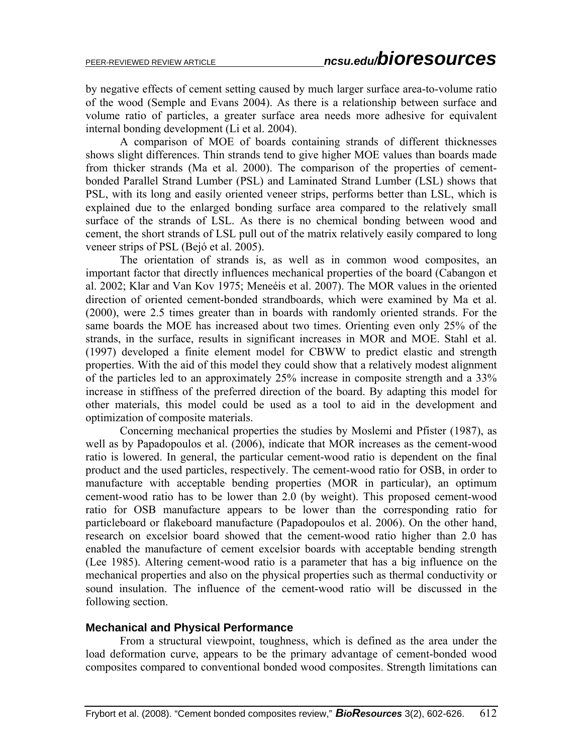by negative effects of cement setting caused by much larger surface area-to-volume ratio of the wood (Semple and Evans 2004). As there is a relationship between surface and volume ratio of particles, a greater surface area needs more adhesive for equivalent internal bonding development (Li et al. 2004).

A comparison of MOE of boards containing strands of different thicknesses shows slight differences. Thin strands tend to give higher MOE values than boards made from thicker strands (Ma et al. 2000). The comparison of the properties of cement-bonded Parallel Strand Lumber (PSL) and Laminated Strand Lumber (LSL) shows that PSL, with its long and easily oriented veneer strips, performs better than LSL, which is explained due to the enlarged bonding surface area compared to the relatively small surface of the strands of LSL. As there is no chemical bonding between wood and cement, the short strands of LSL pull out of the matrix relatively easily compared to long veneer strips of PSL (Bejó et al. 2005).

The orientation of strands is, as well as in common wood composites, an important factor that directly influences mechanical properties of the board (Cabangon et al. 2002; Klar and Van Kov 1975; Meneéis et al. 2007). The MOR values in the oriented direction of oriented cement-bonded strandboards, which were examined by Ma et al. (2000), were 2.5 times greater than in boards with randomly oriented strands. For the same boards the MOE has increased about two times. Orienting even only 25% of the strands, in the surface, results in significant increases in MOR and MOE. Stahl et al. (1997) developed a finite element model for CBWW to predict elastic and strength properties. With the aid of this model they could show that a relatively modest alignment of the particles led to an approximately 25% increase in composite strength and a 33% increase in stiffness of the preferred direction of the board. By adapting this model for other materials, this model could be used as a tool to aid in the development and optimization of composite materials.

Concerning mechanical properties the studies by Moslemi and Pfister (1987), as well as by Papadopoulos et al. (2006), indicate that MOR increases as the cement-wood ratio is lowered. In general, the particular cement-wood ratio is dependent on the final product and the used particles, respectively. The cement-wood ratio for OSB, in order to manufacture with acceptable bending properties (MOR in particular), an optimum cement-wood ratio has to be lower than 2.0 (by weight). This proposed cement-wood ratio for OSB manufacture appears to be lower than the corresponding ratio for particleboard or flakeboard manufacture (Papadopoulos et al. 2006). On the other hand, research on excelsior board showed that the cement-wood ratio higher than 2.0 has enabled the manufacture of cement excelsior boards with acceptable bending strength (Lee 1985). Altering cement-wood ratio is a parameter that has a big influence on the mechanical properties and also on the physical properties such as thermal conductivity or sound insulation. The influence of the cement-wood ratio will be discussed in the following section.

### Mechanical and Physical Performance

From a structural viewpoint, toughness, which is defined as the area under the load deformation curve, appears to be the primary advantage of cement-bonded wood composites compared to conventional bonded wood composites. Strength limitations can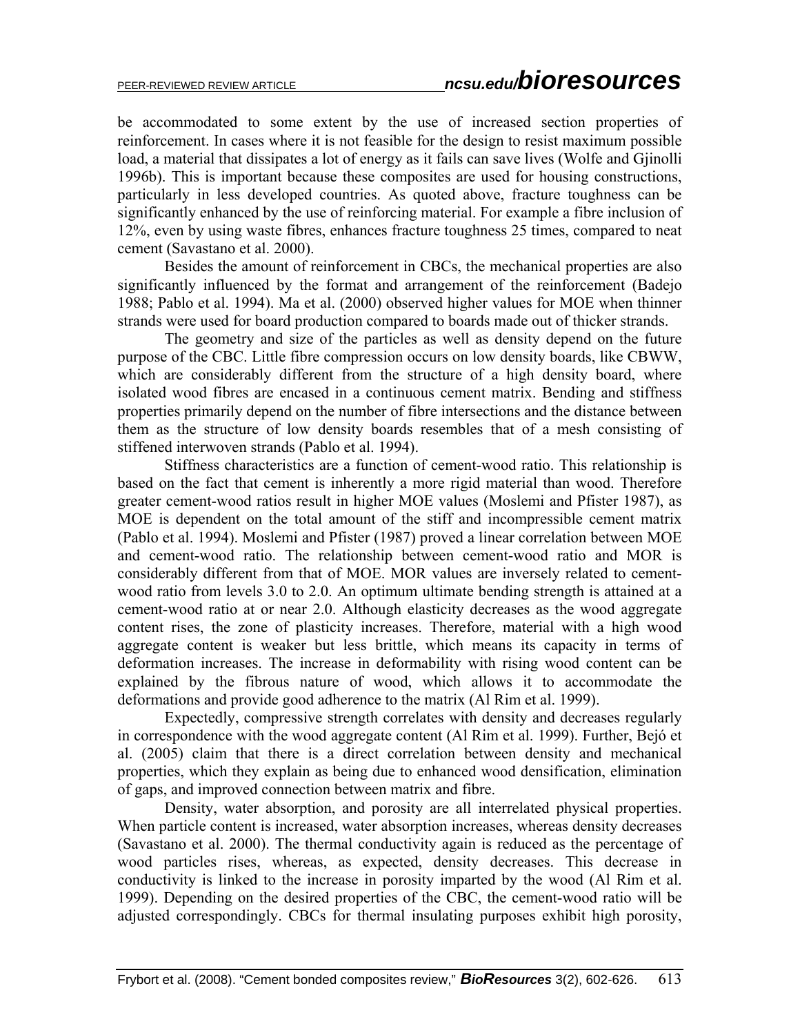be accommodated to some extent by the use of increased section properties of reinforcement. In cases where it is not feasible for the design to resist maximum possible load, a material that dissipates a lot of energy as it fails can save lives (Wolfe and Gjinolli 1996b). This is important because these composites are used for housing constructions, particularly in less developed countries. As quoted above, fracture toughness can be significantly enhanced by the use of reinforcing material. For example a fibre inclusion of 12%, even by using waste fibres, enhances fracture toughness 25 times, compared to neat cement (Savastano et al. 2000).

Besides the amount of reinforcement in CBCs, the mechanical properties are also significantly influenced by the format and arrangement of the reinforcement (Badejo 1988; Pablo et al. 1994). Ma et al. (2000) observed higher values for MOE when thinner strands were used for board production compared to boards made out of thicker strands.

The geometry and size of the particles as well as density depend on the future purpose of the CBC. Little fibre compression occurs on low density boards, like CBWW, which are considerably different from the structure of a high density board, where isolated wood fibres are encased in a continuous cement matrix. Bending and stiffness properties primarily depend on the number of fibre intersections and the distance between them as the structure of low density boards resembles that of a mesh consisting of stiffened interwoven strands (Pablo et al. 1994).

Stiffness characteristics are a function of cement-wood ratio. This relationship is based on the fact that cement is inherently a more rigid material than wood. Therefore greater cement-wood ratios result in higher MOE values (Moslemi and Pfister 1987), as MOE is dependent on the total amount of the stiff and incompressible cement matrix (Pablo et al. 1994). Moslemi and Pfister (1987) proved a linear correlation between MOE and cement-wood ratio. The relationship between cement-wood ratio and MOR is considerably different from that of MOE. MOR values are inversely related to cement-wood ratio from levels 3.0 to 2.0. An optimum ultimate bending strength is attained at a cement-wood ratio at or near 2.0. Although elasticity decreases as the wood aggregate content rises, the zone of plasticity increases. Therefore, material with a high wood aggregate content is weaker but less brittle, which means its capacity in terms of deformation increases. The increase in deformability with rising wood content can be explained by the fibrous nature of wood, which allows it to accommodate the deformations and provide good adherence to the matrix (Al Rim et al. 1999).

Expectedly, compressive strength correlates with density and decreases regularly in correspondence with the wood aggregate content (Al Rim et al. 1999). Further, Bejó et al. (2005) claim that there is a direct correlation between density and mechanical properties, which they explain as being due to enhanced wood densification, elimination of gaps, and improved connection between matrix and fibre.

Density, water absorption, and porosity are all interrelated physical properties. When particle content is increased, water absorption increases, whereas density decreases (Savastano et al. 2000). The thermal conductivity again is reduced as the percentage of wood particles rises, whereas, as expected, density decreases. This decrease in conductivity is linked to the increase in porosity imparted by the wood (Al Rim et al. 1999). Depending on the desired properties of the CBC, the cement-wood ratio will be adjusted correspondingly. CBCs for thermal insulating purposes exhibit high porosity,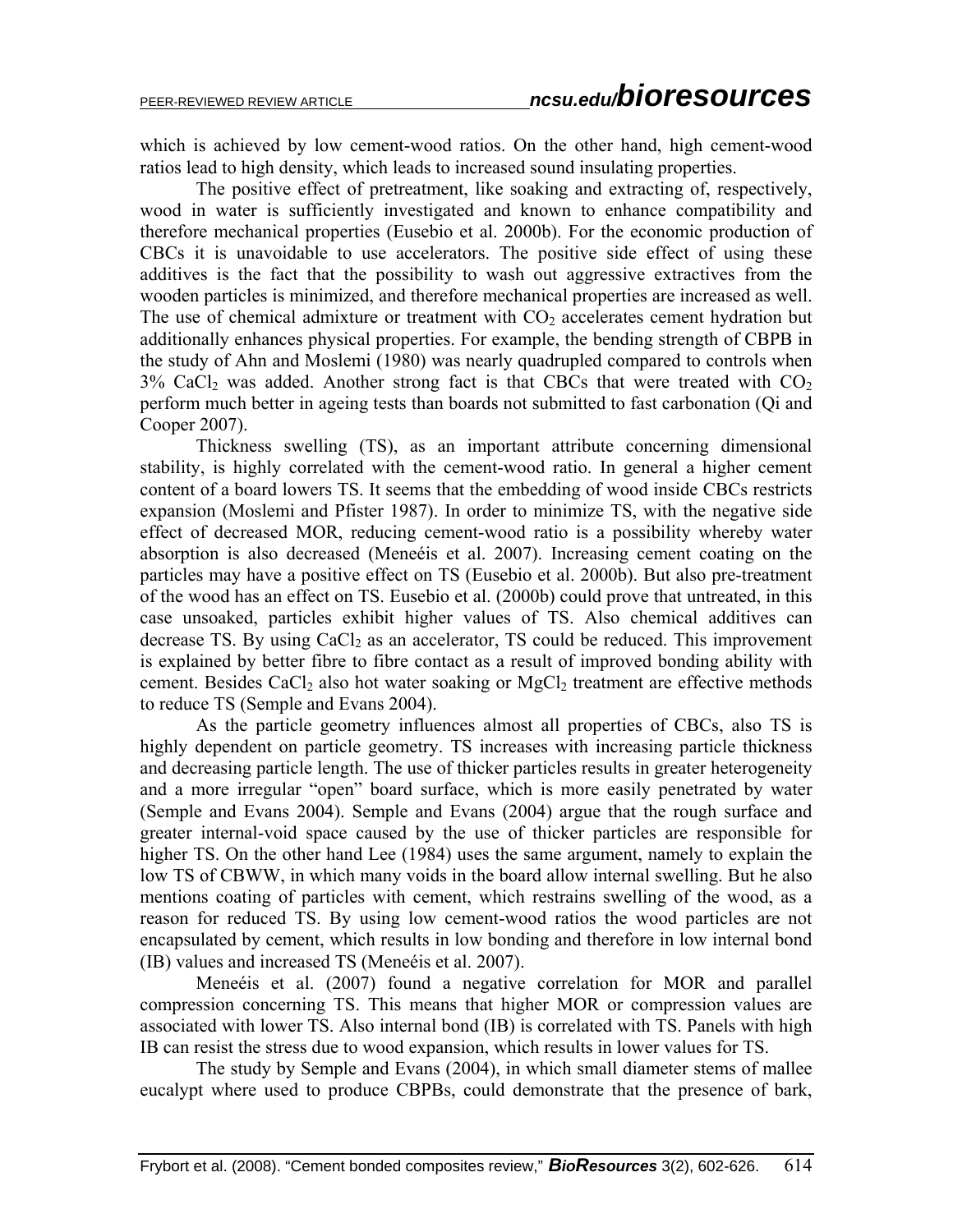which is achieved by low cement-wood ratios. On the other hand, high cement-wood ratios lead to high density, which leads to increased sound insulating properties.

The positive effect of pretreatment, like soaking and extracting of, respectively, wood in water is sufficiently investigated and known to enhance compatibility and therefore mechanical properties (Eusebio et al. 2000b). For the economic production of CBCs it is unavoidable to use accelerators. The positive side effect of using these additives is the fact that the possibility to wash out aggressive extractives from the wooden particles is minimized, and therefore mechanical properties are increased as well. The use of chemical admixture or treatment with $CO_2$ accelerates cement hydration but additionally enhances physical properties. For example, the bending strength of CBPB in the study of Ahn and Moslemi (1980) was nearly quadrupled compared to controls when 3% $CaCl_2$ was added. Another strong fact is that CBCs that were treated with $CO_2$ perform much better in ageing tests than boards not submitted to fast carbonation (Qi and Cooper 2007).

Thickness swelling (TS), as an important attribute concerning dimensional stability, is highly correlated with the cement-wood ratio. In general a higher cement content of a board lowers TS. It seems that the embedding of wood inside CBCs restricts expansion (Moslemi and Pfister 1987). In order to minimize TS, with the negative side effect of decreased MOR, reducing cement-wood ratio is a possibility whereby water absorption is also decreased (Meneéis et al. 2007). Increasing cement coating on the particles may have a positive effect on TS (Eusebio et al. 2000b). But also pre-treatment of the wood has an effect on TS. Eusebio et al. (2000b) could prove that untreated, in this case unsoaked, particles exhibit higher values of TS. Also chemical additives can decrease TS. By using $CaCl_2$ as an accelerator, TS could be reduced. This improvement is explained by better fibre to fibre contact as a result of improved bonding ability with cement. Besides $CaCl_2$ also hot water soaking or $MgCl_2$ treatment are effective methods to reduce TS (Semple and Evans 2004).

As the particle geometry influences almost all properties of CBCs, also TS is highly dependent on particle geometry. TS increases with increasing particle thickness and decreasing particle length. The use of thicker particles results in greater heterogeneity and a more irregular "open" board surface, which is more easily penetrated by water (Semple and Evans 2004). Semple and Evans (2004) argue that the rough surface and greater internal-void space caused by the use of thicker particles are responsible for higher TS. On the other hand Lee (1984) uses the same argument, namely to explain the low TS of CBWW, in which many voids in the board allow internal swelling. But he also mentions coating of particles with cement, which restrains swelling of the wood, as a reason for reduced TS. By using low cement-wood ratios the wood particles are not encapsulated by cement, which results in low bonding and therefore in low internal bond (IB) values and increased TS (Meneéis et al. 2007).

Meneéis et al. (2007) found a negative correlation for MOR and parallel compression concerning TS. This means that higher MOR or compression values are associated with lower TS. Also internal bond (IB) is correlated with TS. Panels with high IB can resist the stress due to wood expansion, which results in lower values for TS.

The study by Semple and Evans (2004), in which small diameter stems of mallee eucalypt where used to produce CBPBs, could demonstrate that the presence of bark,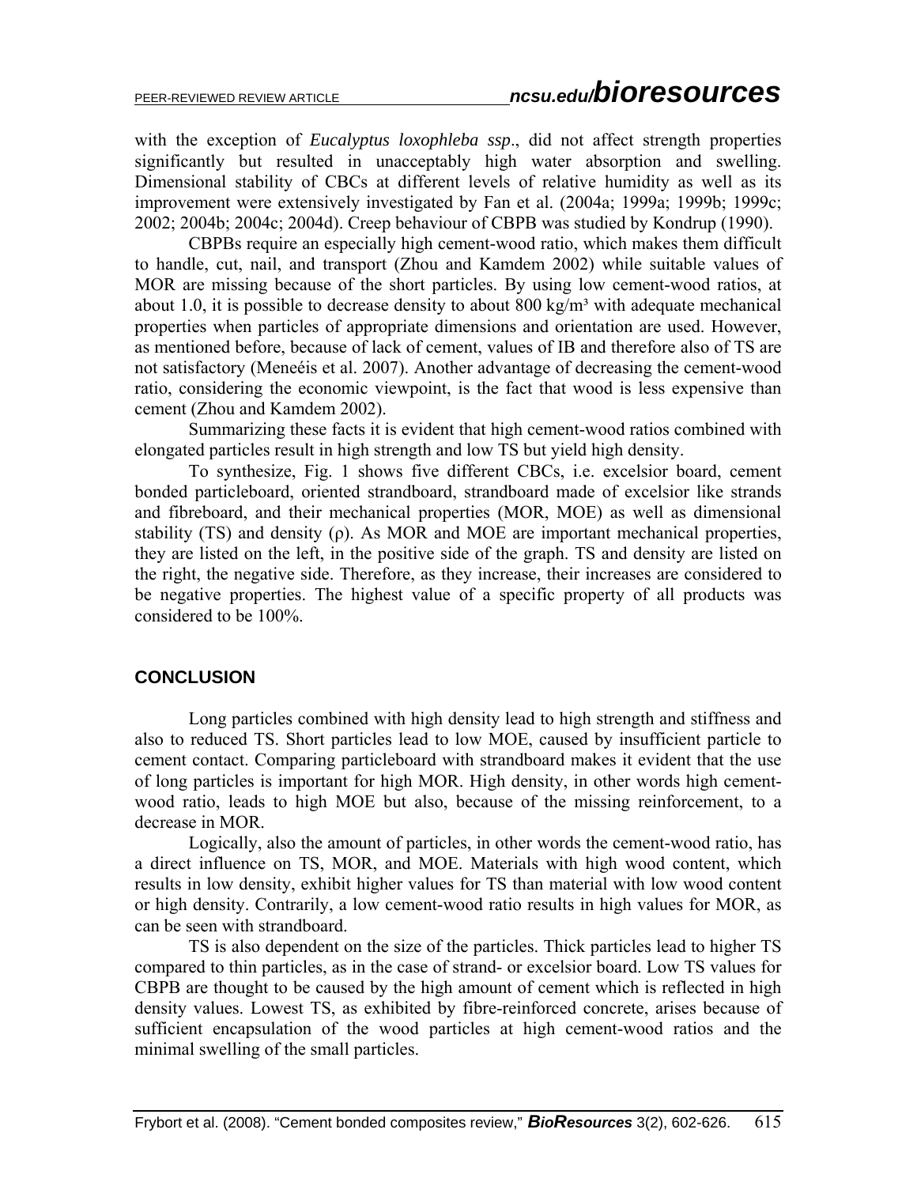with the exception of *Eucalyptus loxophleba ssp*., did not affect strength properties significantly but resulted in unacceptably high water absorption and swelling. Dimensional stability of CBCs at different levels of relative humidity as well as its improvement were extensively investigated by Fan et al. (2004a; 1999a; 1999b; 1999c; 2002; 2004b; 2004c; 2004d). Creep behaviour of CBPB was studied by Kondrup (1990).

CBPBs require an especially high cement-wood ratio, which makes them difficult to handle, cut, nail, and transport (Zhou and Kamdem 2002) while suitable values of MOR are missing because of the short particles. By using low cement-wood ratios, at about 1.0, it is possible to decrease density to about 800 kg/m³ with adequate mechanical properties when particles of appropriate dimensions and orientation are used. However, as mentioned before, because of lack of cement, values of IB and therefore also of TS are not satisfactory (Meneéis et al. 2007). Another advantage of decreasing the cement-wood ratio, considering the economic viewpoint, is the fact that wood is less expensive than cement (Zhou and Kamdem 2002).

Summarizing these facts it is evident that high cement-wood ratios combined with elongated particles result in high strength and low TS but yield high density.

To synthesize, Fig. 1 shows five different CBCs, i.e. excelsior board, cement bonded particleboard, oriented strandboard, strandboard made of excelsior like strands and fibreboard, and their mechanical properties (MOR, MOE) as well as dimensional stability (TS) and density (ρ). As MOR and MOE are important mechanical properties, they are listed on the left, in the positive side of the graph. TS and density are listed on the right, the negative side. Therefore, as they increase, their increases are considered to be negative properties. The highest value of a specific property of all products was considered to be 100%.

## CONCLUSION

Long particles combined with high density lead to high strength and stiffness and also to reduced TS. Short particles lead to low MOE, caused by insufficient particle to cement contact. Comparing particleboard with strandboard makes it evident that the use of long particles is important for high MOR. High density, in other words high cement-wood ratio, leads to high MOE but also, because of the missing reinforcement, to a decrease in MOR.

Logically, also the amount of particles, in other words the cement-wood ratio, has a direct influence on TS, MOR, and MOE. Materials with high wood content, which results in low density, exhibit higher values for TS than material with low wood content or high density. Contrarily, a low cement-wood ratio results in high values for MOR, as can be seen with strandboard.

TS is also dependent on the size of the particles. Thick particles lead to higher TS compared to thin particles, as in the case of strand- or excelsior board. Low TS values for CBPB are thought to be caused by the high amount of cement which is reflected in high density values. Lowest TS, as exhibited by fibre-reinforced concrete, arises because of sufficient encapsulation of the wood particles at high cement-wood ratios and the minimal swelling of the small particles.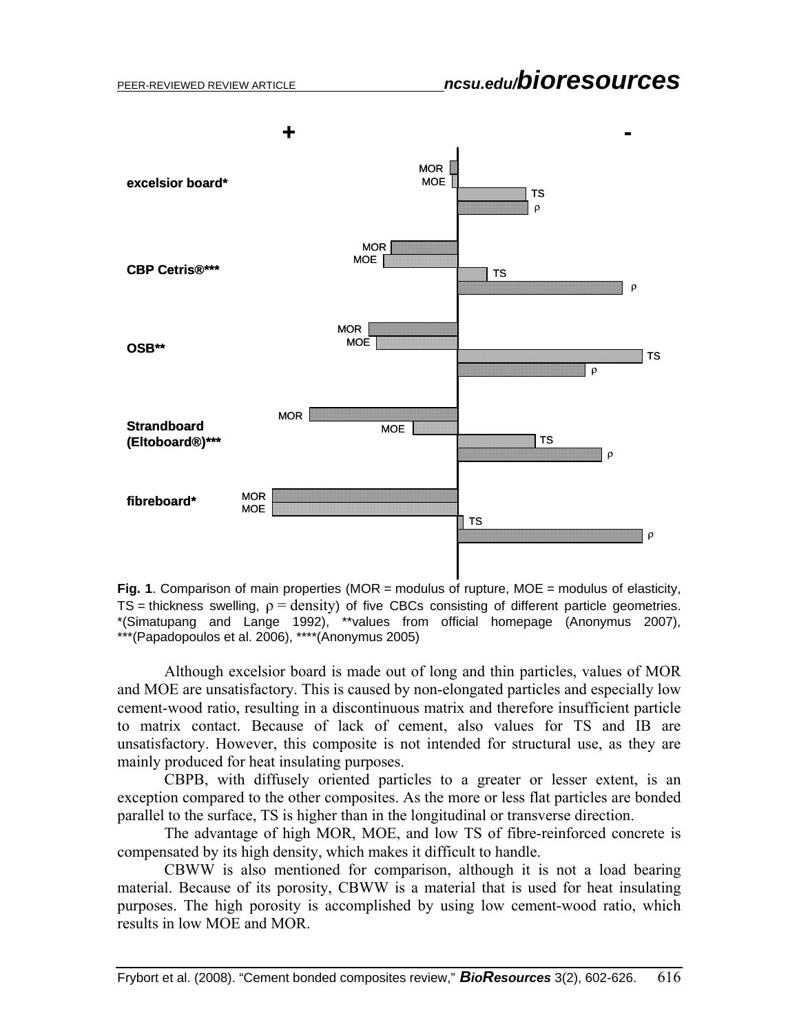Fig. 1. Comparison of main properties (MOR = modulus of rupture, MOE = modulus of elasticity, TS = thickness swelling, ρ = density) of five CBCs consisting of different particle geometries. *(Simatupang and Lange 1992), **values from official homepage (Anonymus 2007), ***(Papadopoulos et al. 2006), ****(Anonymus 2005)

Although excelsior board is made out of long and thin particles, values of MOR and MOE are unsatisfactory. This is caused by non-elongated particles and especially low cement-wood ratio, resulting in a discontinuous matrix and therefore insufficient particle to matrix contact. Because of lack of cement, also values for TS and IB are unsatisfactory. However, this composite is not intended for structural use, as they are mainly produced for heat insulating purposes.

CBPB, with diffusely oriented particles to a greater or lesser extent, is an exception compared to the other composites. As the more or less flat particles are bonded parallel to the surface, TS is higher than in the longitudinal or transverse direction.

The advantage of high MOR, MOE, and low TS of fibre-reinforced concrete is compensated by its high density, which makes it difficult to handle.

CBWW is also mentioned for comparison, although it is not a load bearing material. Because of its porosity, CBWW is a material that is used for heat insulating purposes. The high porosity is accomplished by using low cement-wood ratio, which results in low MOE and MOR.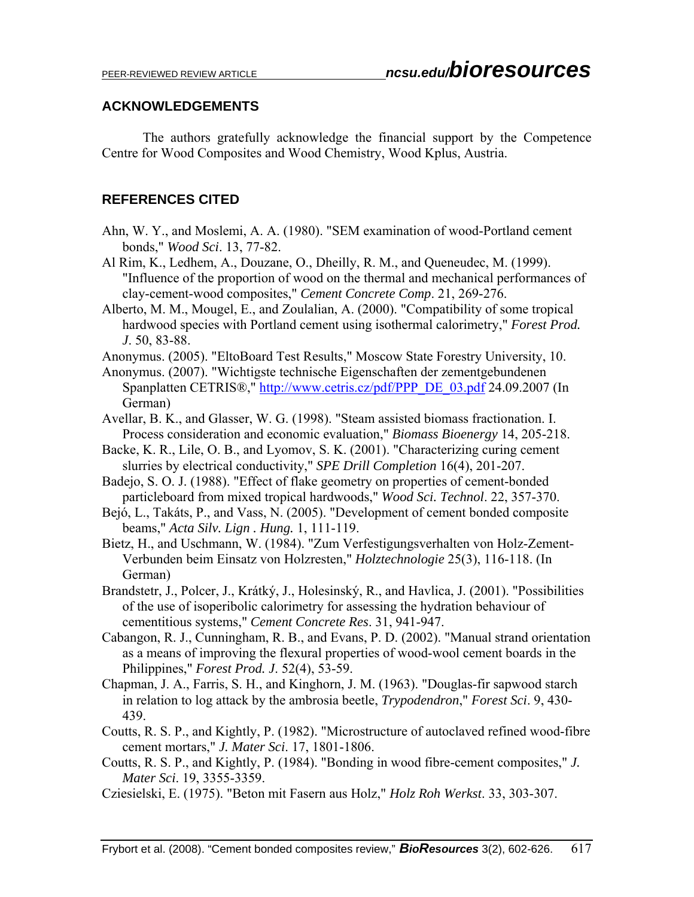## ACKNOWLEDGEMENTS

The authors gratefully acknowledge the financial support by the Competence Centre for Wood Composites and Wood Chemistry, Wood Kplus, Austria.

## REFERENCES CITED

Ahn, W. Y., and Moslemi, A. A. (1980). "SEM examination of wood-Portland cement bonds," *Wood Sci*. 13, 77-82.

Al Rim, K., Ledhem, A., Douzane, O., Dheilly, R. M., and Queneudec, M. (1999). "Influence of the proportion of wood on the thermal and mechanical performances of clay-cement-wood composites," *Cement Concrete Comp*. 21, 269-276.

Alberto, M. M., Mougel, E., and Zoulalian, A. (2000). "Compatibility of some tropical hardwood species with Portland cement using isothermal calorimetry," *Forest Prod. J*. 50, 83-88.

Anonymus. (2005). "EltoBoard Test Results," Moscow State Forestry University, 10.

Anonymus. (2007). "Wichtigste technische Eigenschaften der zementgebundenen Spanplatten CETRIS®," http://www.cetris.cz/pdf/PPP_DE_03.pdf 24.09.2007 (In German)

Avellar, B. K., and Glasser, W. G. (1998). "Steam assisted biomass fractionation. I. Process consideration and economic evaluation," *Biomass Bioenergy* 14, 205-218.

Backe, K. R., Lile, O. B., and Lyomov, S. K. (2001). "Characterizing curing cement slurries by electrical conductivity," *SPE Drill Completion* 16(4), 201-207.

Badejo, S. O. J. (1988). "Effect of flake geometry on properties of cement-bonded particleboard from mixed tropical hardwoods," *Wood Sci. Technol*. 22, 357-370.

Bejó, L., Takáts, P., and Vass, N. (2005). "Development of cement bonded composite beams," *Acta Silv. Lign . Hung.* 1, 111-119.

Bietz, H., and Uschmann, W. (1984). "Zum Verfestigungsverhalten von Holz-Zement-Verbunden beim Einsatz von Holzresten," *Holztechnologie* 25(3), 116-118. (In German)

Brandstetr, J., Polcer, J., Krátký, J., Holesinský, R., and Havlica, J. (2001). "Possibilities of the use of isoperibolic calorimetry for assessing the hydration behaviour of cementitious systems," *Cement Concrete Res*. 31, 941-947.

Cabangon, R. J., Cunningham, R. B., and Evans, P. D. (2002). "Manual strand orientation as a means of improving the flexural properties of wood-wool cement boards in the Philippines," *Forest Prod. J*. 52(4), 53-59.

Chapman, J. A., Farris, S. H., and Kinghorn, J. M. (1963). "Douglas-fir sapwood starch in relation to log attack by the ambrosia beetle, *Trypodendron*," *Forest Sci*. 9, 430-439.

Coutts, R. S. P., and Kightly, P. (1982). "Microstructure of autoclaved refined wood-fibre cement mortars," *J. Mater Sci*. 17, 1801-1806.

Coutts, R. S. P., and Kightly, P. (1984). "Bonding in wood fibre-cement composites," *J. Mater Sci*. 19, 3355-3359.

Cziesielski, E. (1975). "Beton mit Fasern aus Holz," *Holz Roh Werkst*. 33, 303-307.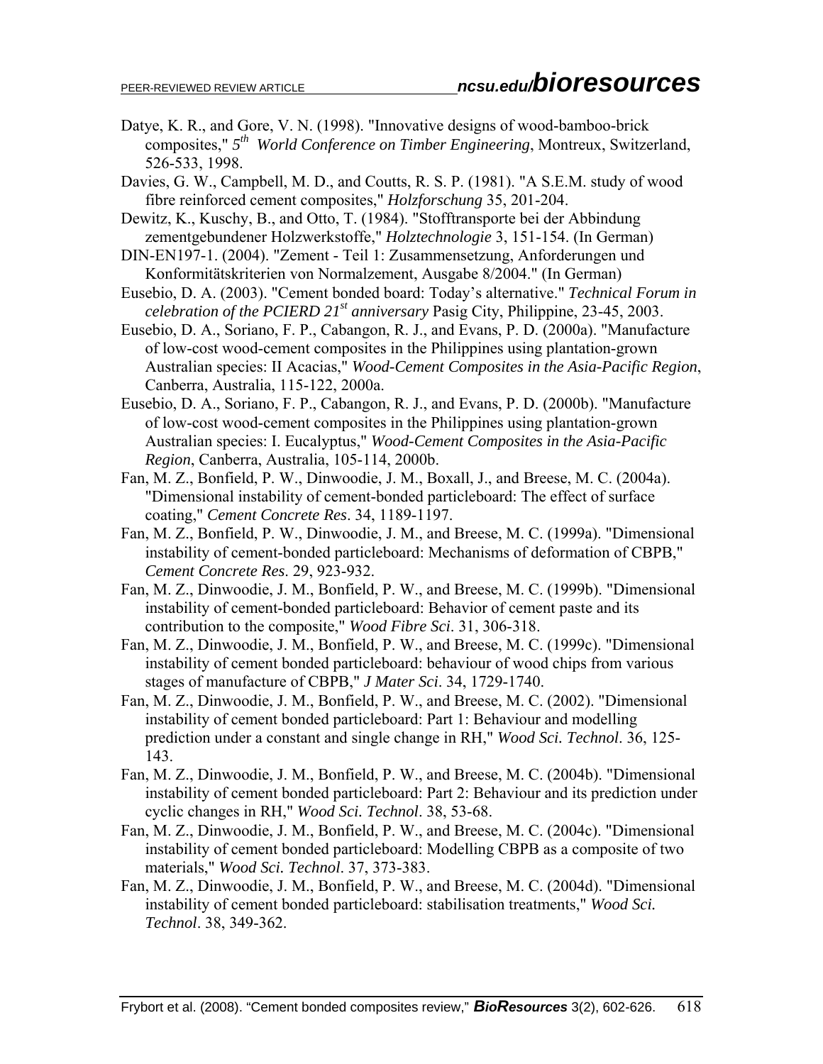Datye, K. R., and Gore, V. N. (1998). "Innovative designs of wood-bamboo-brick composites," *5th World Conference on Timber Engineering*, Montreux, Switzerland, 526-533, 1998.

Davies, G. W., Campbell, M. D., and Coutts, R. S. P. (1981). "A S.E.M. study of wood fibre reinforced cement composites," *Holzforschung* 35, 201-204.

Dewitz, K., Kuschy, B., and Otto, T. (1984). "Stofftransporte bei der Abbindung zementgebundener Holzwerkstoffe," *Holztechnologie* 3, 151-154. (In German)

DIN-EN197-1. (2004). "Zement - Teil 1: Zusammensetzung, Anforderungen und Konformitätskriterien von Normalzement, Ausgabe 8/2004." (In German)

Eusebio, D. A. (2003). "Cement bonded board: Today's alternative." *Technical Forum in celebration of the PCIERD 21st anniversary* Pasig City, Philippine, 23-45, 2003.

Eusebio, D. A., Soriano, F. P., Cabangon, R. J., and Evans, P. D. (2000a). "Manufacture of low-cost wood-cement composites in the Philippines using plantation-grown Australian species: II Acacias," *Wood-Cement Composites in the Asia-Pacific Region*, Canberra, Australia, 115-122, 2000a.

Eusebio, D. A., Soriano, F. P., Cabangon, R. J., and Evans, P. D. (2000b). "Manufacture of low-cost wood-cement composites in the Philippines using plantation-grown Australian species: I. Eucalyptus," *Wood-Cement Composites in the Asia-Pacific Region*, Canberra, Australia, 105-114, 2000b.

Fan, M. Z., Bonfield, P. W., Dinwoodie, J. M., Boxall, J., and Breese, M. C. (2004a). "Dimensional instability of cement-bonded particleboard: The effect of surface coating," *Cement Concrete Res*. 34, 1189-1197.

Fan, M. Z., Bonfield, P. W., Dinwoodie, J. M., and Breese, M. C. (1999a). "Dimensional instability of cement-bonded particleboard: Mechanisms of deformation of CBPB," *Cement Concrete Res*. 29, 923-932.

Fan, M. Z., Dinwoodie, J. M., Bonfield, P. W., and Breese, M. C. (1999b). "Dimensional instability of cement-bonded particleboard: Behavior of cement paste and its contribution to the composite," *Wood Fibre Sci*. 31, 306-318.

Fan, M. Z., Dinwoodie, J. M., Bonfield, P. W., and Breese, M. C. (1999c). "Dimensional instability of cement bonded particleboard: behaviour of wood chips from various stages of manufacture of CBPB," *J Mater Sci*. 34, 1729-1740.

Fan, M. Z., Dinwoodie, J. M., Bonfield, P. W., and Breese, M. C. (2002). "Dimensional instability of cement bonded particleboard: Part 1: Behaviour and modelling prediction under a constant and single change in RH," *Wood Sci. Technol*. 36, 125-143.

Fan, M. Z., Dinwoodie, J. M., Bonfield, P. W., and Breese, M. C. (2004b). "Dimensional instability of cement bonded particleboard: Part 2: Behaviour and its prediction under cyclic changes in RH," *Wood Sci. Technol*. 38, 53-68.

Fan, M. Z., Dinwoodie, J. M., Bonfield, P. W., and Breese, M. C. (2004c). "Dimensional instability of cement bonded particleboard: Modelling CBPB as a composite of two materials," *Wood Sci. Technol*. 37, 373-383.

Fan, M. Z., Dinwoodie, J. M., Bonfield, P. W., and Breese, M. C. (2004d). "Dimensional instability of cement bonded particleboard: stabilisation treatments," *Wood Sci. Technol*. 38, 349-362.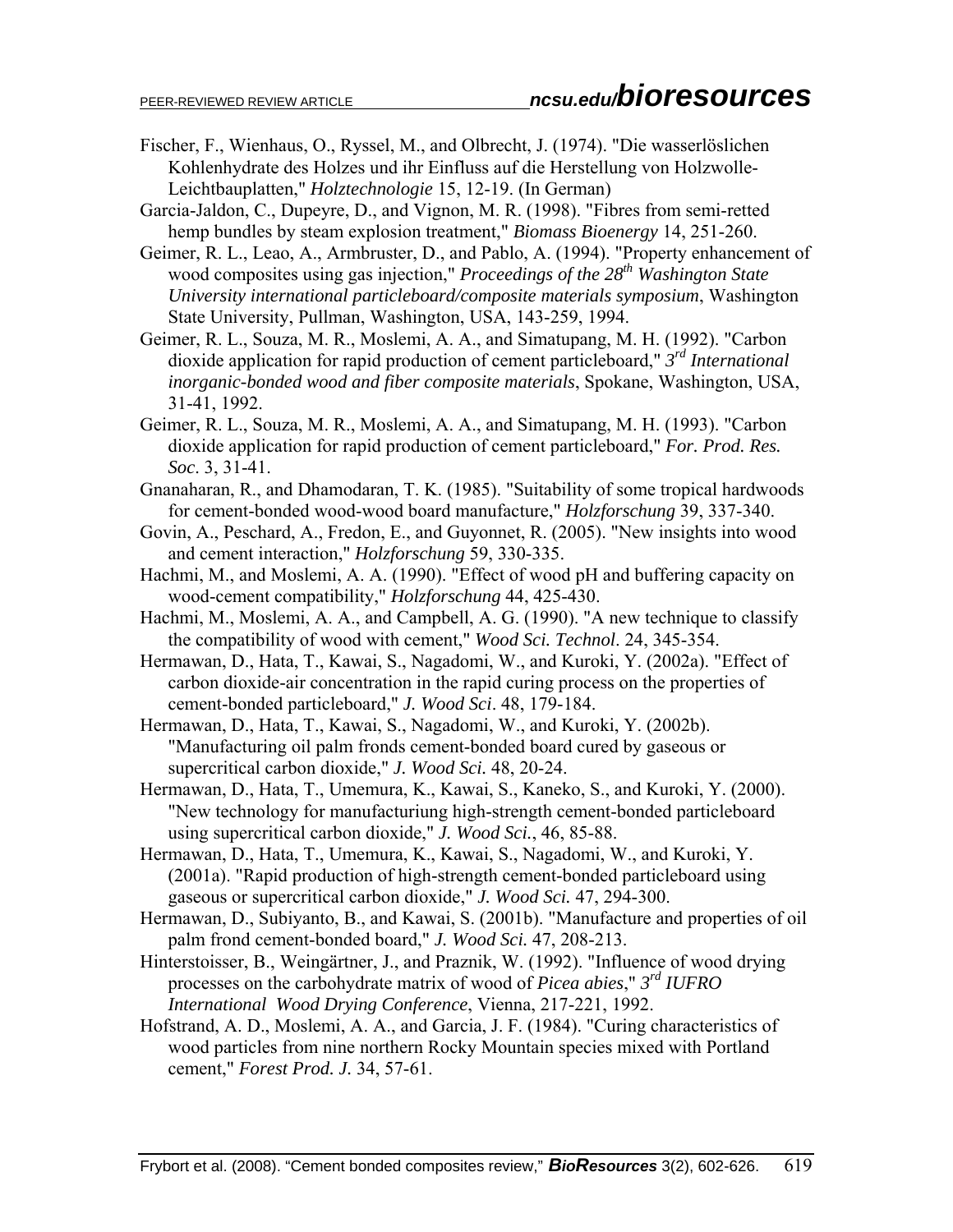Fischer, F., Wienhaus, O., Ryssel, M., and Olbrecht, J. (1974). "Die wasserlöslichen Kohlenhydrate des Holzes und ihr Einfluss auf die Herstellung von Holzwolle-Leichtbauplatten," *Holztechnologie* 15, 12-19. (In German)

Garcia-Jaldon, C., Dupeyre, D., and Vignon, M. R. (1998). "Fibres from semi-retted hemp bundles by steam explosion treatment," *Biomass Bioenergy* 14, 251-260.

Geimer, R. L., Leao, A., Armbruster, D., and Pablo, A. (1994). "Property enhancement of wood composites using gas injection," *Proceedings of the 28th Washington State University international particleboard/composite materials symposium*, Washington State University, Pullman, Washington, USA, 143-259, 1994.

Geimer, R. L., Souza, M. R., Moslemi, A. A., and Simatupang, M. H. (1992). "Carbon dioxide application for rapid production of cement particleboard," *3rd International inorganic-bonded wood and fiber composite materials*, Spokane, Washington, USA, 31-41, 1992.

Geimer, R. L., Souza, M. R., Moslemi, A. A., and Simatupang, M. H. (1993). "Carbon dioxide application for rapid production of cement particleboard," *For. Prod. Res. Soc.* 3, 31-41.

Gnanaharan, R., and Dhamodaran, T. K. (1985). "Suitability of some tropical hardwoods for cement-bonded wood-wood board manufacture," *Holzforschung* 39, 337-340.

Govin, A., Peschard, A., Fredon, E., and Guyonnet, R. (2005). "New insights into wood and cement interaction," *Holzforschung* 59, 330-335.

Hachmi, M., and Moslemi, A. A. (1990). "Effect of wood pH and buffering capacity on wood-cement compatibility," *Holzforschung* 44, 425-430.

Hachmi, M., Moslemi, A. A., and Campbell, A. G. (1990). "A new technique to classify the compatibility of wood with cement," *Wood Sci. Technol*. 24, 345-354.

Hermawan, D., Hata, T., Kawai, S., Nagadomi, W., and Kuroki, Y. (2002a). "Effect of carbon dioxide-air concentration in the rapid curing process on the properties of cement-bonded particleboard," *J. Wood Sci*. 48, 179-184.

Hermawan, D., Hata, T., Kawai, S., Nagadomi, W., and Kuroki, Y. (2002b). "Manufacturing oil palm fronds cement-bonded board cured by gaseous or supercritical carbon dioxide," *J. Wood Sci.* 48, 20-24.

Hermawan, D., Hata, T., Umemura, K., Kawai, S., Kaneko, S., and Kuroki, Y. (2000). "New technology for manufacturiung high-strength cement-bonded particleboard using supercritical carbon dioxide," *J. Wood Sci.*, 46, 85-88.

Hermawan, D., Hata, T., Umemura, K., Kawai, S., Nagadomi, W., and Kuroki, Y. (2001a). "Rapid production of high-strength cement-bonded particleboard using gaseous or supercritical carbon dioxide," *J. Wood Sci.* 47, 294-300.

Hermawan, D., Subiyanto, B., and Kawai, S. (2001b). "Manufacture and properties of oil palm frond cement-bonded board," *J. Wood Sci.* 47, 208-213.

Hinterstoisser, B., Weingärtner, J., and Praznik, W. (1992). "Influence of wood drying processes on the carbohydrate matrix of wood of *Picea abies*," *3rd IUFRO International Wood Drying Conference*, Vienna, 217-221, 1992.

Hofstrand, A. D., Moslemi, A. A., and Garcia, J. F. (1984). "Curing characteristics of wood particles from nine northern Rocky Mountain species mixed with Portland cement," *Forest Prod. J.* 34, 57-61.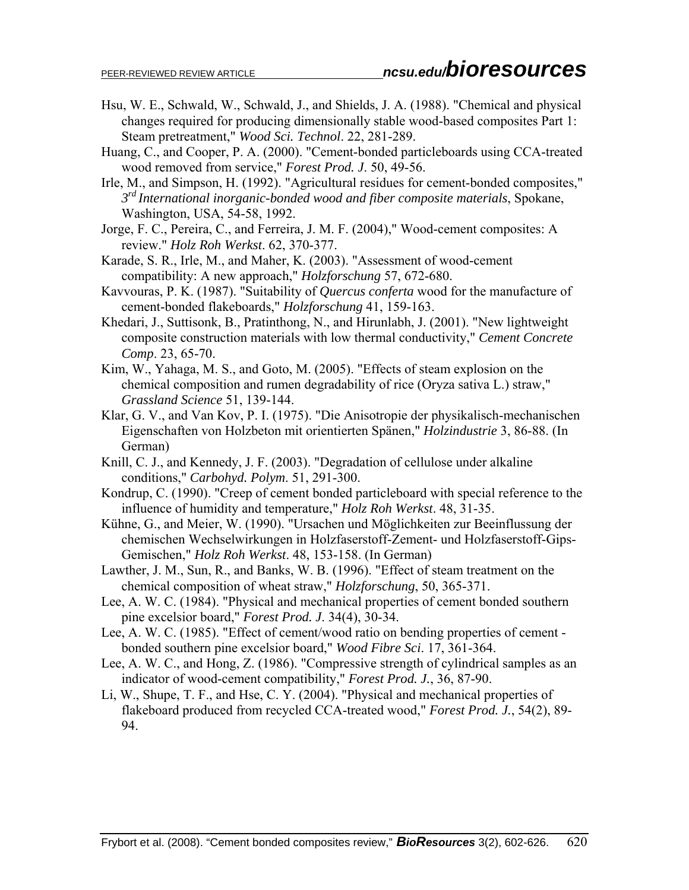Hsu, W. E., Schwald, W., Schwald, J., and Shields, J. A. (1988). "Chemical and physical changes required for producing dimensionally stable wood-based composites Part 1: Steam pretreatment," *Wood Sci. Technol*. 22, 281-289.

Huang, C., and Cooper, P. A. (2000). "Cement-bonded particleboards using CCA-treated wood removed from service," *Forest Prod. J*. 50, 49-56.

Irle, M., and Simpson, H. (1992). "Agricultural residues for cement-bonded composites," *3rd International inorganic-bonded wood and fiber composite materials*, Spokane, Washington, USA, 54-58, 1992.

Jorge, F. C., Pereira, C., and Ferreira, J. M. F. (2004)," Wood-cement composites: A review." *Holz Roh Werkst*. 62, 370-377.

Karade, S. R., Irle, M., and Maher, K. (2003). "Assessment of wood-cement compatibility: A new approach," *Holzforschung* 57, 672-680.

Kavvouras, P. K. (1987). "Suitability of *Quercus conferta* wood for the manufacture of cement-bonded flakeboards," *Holzforschung* 41, 159-163.

Khedari, J., Suttisonk, B., Pratinthong, N., and Hirunlabh, J. (2001). "New lightweight composite construction materials with low thermal conductivity," *Cement Concrete Comp*. 23, 65-70.

Kim, W., Yahaga, M. S., and Goto, M. (2005). "Effects of steam explosion on the chemical composition and rumen degradability of rice (Oryza sativa L.) straw," *Grassland Science* 51, 139-144.

Klar, G. V., and Van Kov, P. I. (1975). "Die Anisotropie der physikalisch-mechanischen Eigenschaften von Holzbeton mit orientierten Spänen," *Holzindustrie* 3, 86-88. (In German)

Knill, C. J., and Kennedy, J. F. (2003). "Degradation of cellulose under alkaline conditions," *Carbohyd. Polym*. 51, 291-300.

Kondrup, C. (1990). "Creep of cement bonded particleboard with special reference to the influence of humidity and temperature," *Holz Roh Werkst*. 48, 31-35.

Kühne, G., and Meier, W. (1990). "Ursachen und Möglichkeiten zur Beeinflussung der chemischen Wechselwirkungen in Holzfaserstoff-Zement- und Holzfaserstoff-Gips-Gemischen," *Holz Roh Werkst*. 48, 153-158. (In German)

Lawther, J. M., Sun, R., and Banks, W. B. (1996). "Effect of steam treatment on the chemical composition of wheat straw," *Holzforschung*, 50, 365-371.

Lee, A. W. C. (1984). "Physical and mechanical properties of cement bonded southern pine excelsior board," *Forest Prod. J*. 34(4), 30-34.

Lee, A. W. C. (1985). "Effect of cement/wood ratio on bending properties of cement - bonded southern pine excelsior board," *Wood Fibre Sci*. 17, 361-364.

Lee, A. W. C., and Hong, Z. (1986). "Compressive strength of cylindrical samples as an indicator of wood-cement compatibility," *Forest Prod. J.*, 36, 87-90.

Li, W., Shupe, T. F., and Hse, C. Y. (2004). "Physical and mechanical properties of flakeboard produced from recycled CCA-treated wood," *Forest Prod. J.*, 54(2), 89-94.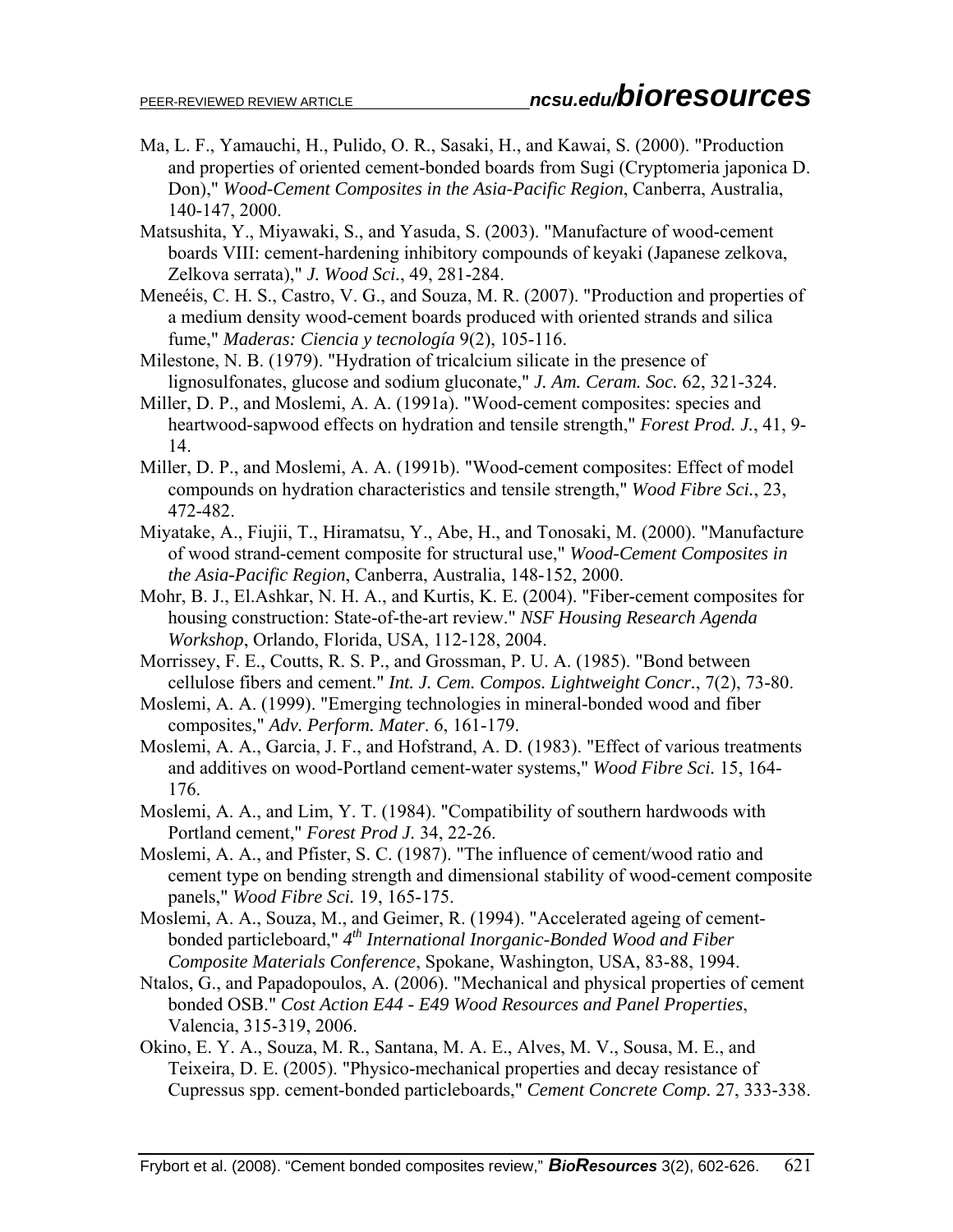Ma, L. F., Yamauchi, H., Pulido, O. R., Sasaki, H., and Kawai, S. (2000). "Production and properties of oriented cement-bonded boards from Sugi (Cryptomeria japonica D. Don)," *Wood-Cement Composites in the Asia-Pacific Region*, Canberra, Australia, 140-147, 2000.

Matsushita, Y., Miyawaki, S., and Yasuda, S. (2003). "Manufacture of wood-cement boards VIII: cement-hardening inhibitory compounds of keyaki (Japanese zelkova, Zelkova serrata)," *J. Wood Sci.*, 49, 281-284.

Meneéis, C. H. S., Castro, V. G., and Souza, M. R. (2007). "Production and properties of a medium density wood-cement boards produced with oriented strands and silica fume," *Maderas: Ciencia y tecnología* 9(2), 105-116.

Milestone, N. B. (1979). "Hydration of tricalcium silicate in the presence of lignosulfonates, glucose and sodium gluconate," *J. Am. Ceram. Soc.* 62, 321-324.

Miller, D. P., and Moslemi, A. A. (1991a). "Wood-cement composites: species and heartwood-sapwood effects on hydration and tensile strength," *Forest Prod. J.*, 41, 9-14.

Miller, D. P., and Moslemi, A. A. (1991b). "Wood-cement composites: Effect of model compounds on hydration characteristics and tensile strength," *Wood Fibre Sci.*, 23, 472-482.

Miyatake, A., Fiujii, T., Hiramatsu, Y., Abe, H., and Tonosaki, M. (2000). "Manufacture of wood strand-cement composite for structural use," *Wood-Cement Composites in the Asia-Pacific Region*, Canberra, Australia, 148-152, 2000.

Mohr, B. J., El.Ashkar, N. H. A., and Kurtis, K. E. (2004). "Fiber-cement composites for housing construction: State-of-the-art review." *NSF Housing Research Agenda Workshop*, Orlando, Florida, USA, 112-128, 2004.

Morrissey, F. E., Coutts, R. S. P., and Grossman, P. U. A. (1985). "Bond between cellulose fibers and cement." *Int. J. Cem. Compos. Lightweight Concr.*, 7(2), 73-80.

Moslemi, A. A. (1999). "Emerging technologies in mineral-bonded wood and fiber composites," *Adv. Perform. Mater.* 6, 161-179.

Moslemi, A. A., Garcia, J. F., and Hofstrand, A. D. (1983). "Effect of various treatments and additives on wood-Portland cement-water systems," *Wood Fibre Sci.* 15, 164-176.

Moslemi, A. A., and Lim, Y. T. (1984). "Compatibility of southern hardwoods with Portland cement," *Forest Prod J.* 34, 22-26.

Moslemi, A. A., and Pfister, S. C. (1987). "The influence of cement/wood ratio and cement type on bending strength and dimensional stability of wood-cement composite panels," *Wood Fibre Sci.* 19, 165-175.

Moslemi, A. A., Souza, M., and Geimer, R. (1994). "Accelerated ageing of cement-bonded particleboard," *4th International Inorganic-Bonded Wood and Fiber Composite Materials Conference*, Spokane, Washington, USA, 83-88, 1994.

Ntalos, G., and Papadopoulos, A. (2006). "Mechanical and physical properties of cement bonded OSB." *Cost Action E44 - E49 Wood Resources and Panel Properties*, Valencia, 315-319, 2006.

Okino, E. Y. A., Souza, M. R., Santana, M. A. E., Alves, M. V., Sousa, M. E., and Teixeira, D. E. (2005). "Physico-mechanical properties and decay resistance of Cupressus spp. cement-bonded particleboards," *Cement Concrete Comp.* 27, 333-338.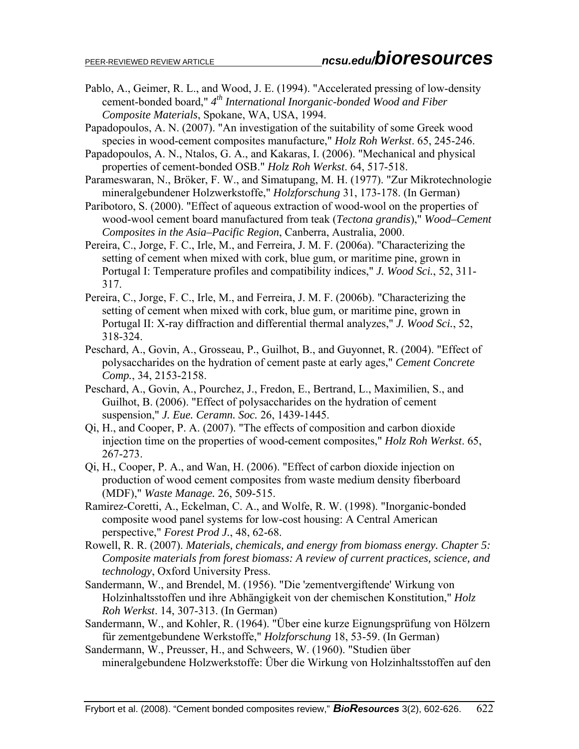Pablo, A., Geimer, R. L., and Wood, J. E. (1994). "Accelerated pressing of low-density cement-bonded board," *4th International Inorganic-bonded Wood and Fiber Composite Materials*, Spokane, WA, USA, 1994.

Papadopoulos, A. N. (2007). "An investigation of the suitability of some Greek wood species in wood-cement composites manufacture," *Holz Roh Werkst*. 65, 245-246.

Papadopoulos, A. N., Ntalos, G. A., and Kakaras, I. (2006). "Mechanical and physical properties of cement-bonded OSB." *Holz Roh Werkst*. 64, 517-518.

Parameswaran, N., Bröker, F. W., and Simatupang, M. H. (1977). "Zur Mikrotechnologie mineralgebundener Holzwerkstoffe," *Holzforschung* 31, 173-178. (In German)

Paribotoro, S. (2000). "Effect of aqueous extraction of wood-wool on the properties of wood-wool cement board manufactured from teak (*Tectona grandis*)," *Wood–Cement Composites in the Asia–Pacific Region*, Canberra, Australia, 2000.

Pereira, C., Jorge, F. C., Irle, M., and Ferreira, J. M. F. (2006a). "Characterizing the setting of cement when mixed with cork, blue gum, or maritime pine, grown in Portugal I: Temperature profiles and compatibility indices," *J. Wood Sci.*, 52, 311-317.

Pereira, C., Jorge, F. C., Irle, M., and Ferreira, J. M. F. (2006b). "Characterizing the setting of cement when mixed with cork, blue gum, or maritime pine, grown in Portugal II: X-ray diffraction and differential thermal analyzes," *J. Wood Sci.*, 52, 318-324.

Peschard, A., Govin, A., Grosseau, P., Guilhot, B., and Guyonnet, R. (2004). "Effect of polysaccharides on the hydration of cement paste at early ages," *Cement Concrete Comp.*, 34, 2153-2158.

Peschard, A., Govin, A., Pourchez, J., Fredon, E., Bertrand, L., Maximilien, S., and Guilhot, B. (2006). "Effect of polysaccharides on the hydration of cement suspension," *J. Eue. Ceramn. Soc.* 26, 1439-1445.

Qi, H., and Cooper, P. A. (2007). "The effects of composition and carbon dioxide injection time on the properties of wood-cement composites," *Holz Roh Werkst*. 65, 267-273.

Qi, H., Cooper, P. A., and Wan, H. (2006). "Effect of carbon dioxide injection on production of wood cement composites from waste medium density fiberboard (MDF)," *Waste Manage.* 26, 509-515.

Ramirez-Coretti, A., Eckelman, C. A., and Wolfe, R. W. (1998). "Inorganic-bonded composite wood panel systems for low-cost housing: A Central American perspective," *Forest Prod J.*, 48, 62-68.

Rowell, R. R. (2007). *Materials, chemicals, and energy from biomass energy. Chapter 5: Composite materials from forest biomass: A review of current practices, science, and technology*, Oxford University Press.

Sandermann, W., and Brendel, M. (1956). "Die 'zementvergiftende' Wirkung von Holzinhaltsstoffen und ihre Abhängigkeit von der chemischen Konstitution," *Holz Roh Werkst*. 14, 307-313. (In German)

Sandermann, W., and Kohler, R. (1964). "Über eine kurze Eignungsprüfung von Hölzern für zementgebundene Werkstoffe," *Holzforschung* 18, 53-59. (In German)

Sandermann, W., Preusser, H., and Schweers, W. (1960). "Studien über mineralgebundene Holzwerkstoffe: Über die Wirkung von Holzinhaltsstoffen auf den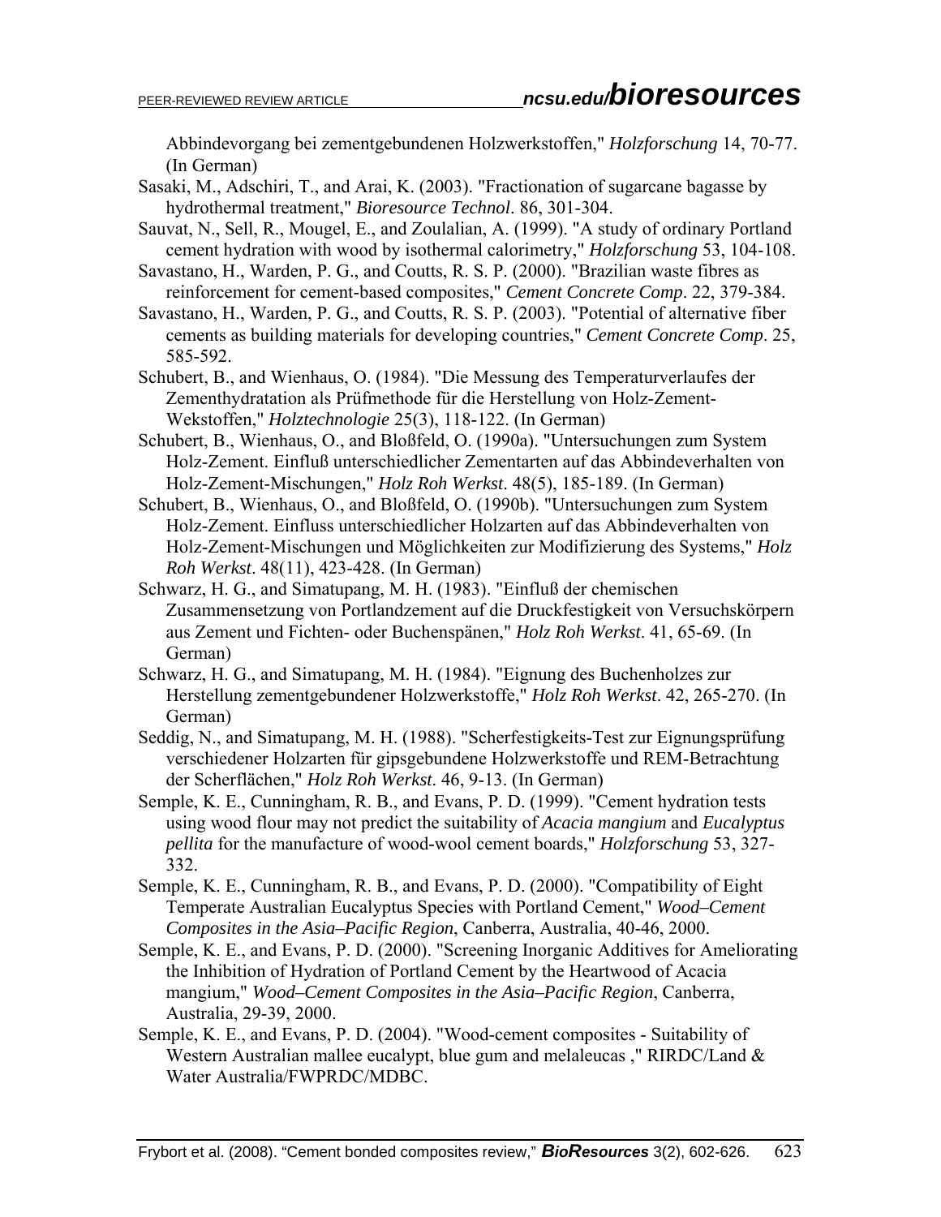Abbindevorgang bei zementgebundenen Holzwerkstoffen," *Holzforschung* 14, 70-77. (In German)

Sasaki, M., Adschiri, T., and Arai, K. (2003). "Fractionation of sugarcane bagasse by hydrothermal treatment," *Bioresource Technol*. 86, 301-304.

Sauvat, N., Sell, R., Mougel, E., and Zoulalian, A. (1999). "A study of ordinary Portland cement hydration with wood by isothermal calorimetry," *Holzforschung* 53, 104-108.

Savastano, H., Warden, P. G., and Coutts, R. S. P. (2000). "Brazilian waste fibres as reinforcement for cement-based composites," *Cement Concrete Comp*. 22, 379-384.

Savastano, H., Warden, P. G., and Coutts, R. S. P. (2003). "Potential of alternative fiber cements as building materials for developing countries," *Cement Concrete Comp*. 25, 585-592.

Schubert, B., and Wienhaus, O. (1984). "Die Messung des Temperaturverlaufes der Zementhydratation als Prüfmethode für die Herstellung von Holz-Zement-Wekstoffen," *Holztechnologie* 25(3), 118-122. (In German)

Schubert, B., Wienhaus, O., and Bloßfeld, O. (1990a). "Untersuchungen zum System Holz-Zement. Einfluß unterschiedlicher Zementarten auf das Abbindeverhalten von Holz-Zement-Mischungen," *Holz Roh Werkst*. 48(5), 185-189. (In German)

Schubert, B., Wienhaus, O., and Bloßfeld, O. (1990b). "Untersuchungen zum System Holz-Zement. Einfluss unterschiedlicher Holzarten auf das Abbindeverhalten von Holz-Zement-Mischungen und Möglichkeiten zur Modifizierung des Systems," *Holz Roh Werkst*. 48(11), 423-428. (In German)

Schwarz, H. G., and Simatupang, M. H. (1983). "Einfluß der chemischen Zusammensetzung von Portlandzement auf die Druckfestigkeit von Versuchskörpern aus Zement und Fichten- oder Buchenspänen," *Holz Roh Werkst*. 41, 65-69. (In German)

Schwarz, H. G., and Simatupang, M. H. (1984). "Eignung des Buchenholzes zur Herstellung zementgebundener Holzwerkstoffe," *Holz Roh Werkst*. 42, 265-270. (In German)

Seddig, N., and Simatupang, M. H. (1988). "Scherfestigkeits-Test zur Eignungsprüfung verschiedener Holzarten für gipsgebundene Holzwerkstoffe und REM-Betrachtung der Scherflächen," *Holz Roh Werkst*. 46, 9-13. (In German)

Semple, K. E., Cunningham, R. B., and Evans, P. D. (1999). "Cement hydration tests using wood flour may not predict the suitability of *Acacia mangium* and *Eucalyptus pellita* for the manufacture of wood-wool cement boards," *Holzforschung* 53, 327-332.

Semple, K. E., Cunningham, R. B., and Evans, P. D. (2000). "Compatibility of Eight Temperate Australian Eucalyptus Species with Portland Cement," *Wood–Cement Composites in the Asia–Pacific Region*, Canberra, Australia, 40-46, 2000.

Semple, K. E., and Evans, P. D. (2000). "Screening Inorganic Additives for Ameliorating the Inhibition of Hydration of Portland Cement by the Heartwood of Acacia mangium," *Wood–Cement Composites in the Asia–Pacific Region*, Canberra, Australia, 29-39, 2000.

Semple, K. E., and Evans, P. D. (2004). "Wood-cement composites - Suitability of Western Australian mallee eucalypt, blue gum and melaleucas ," RIRDC/Land & Water Australia/FWPRDC/MDBC.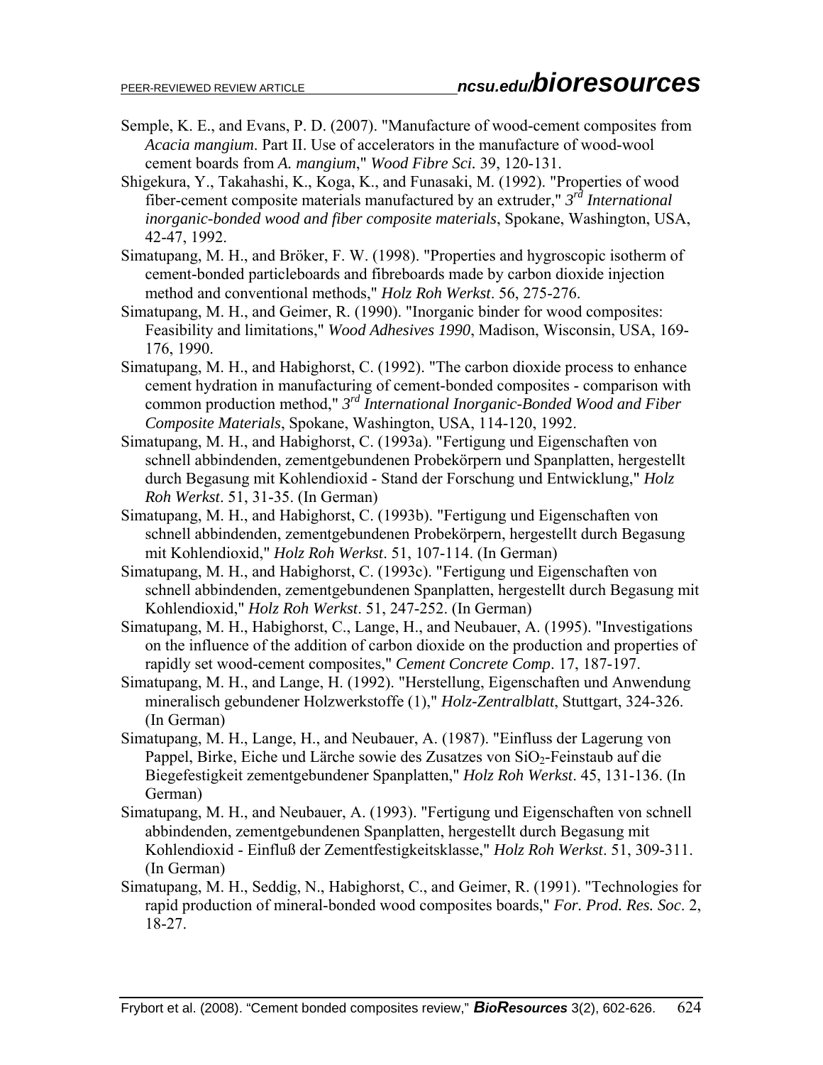Semple, K. E., and Evans, P. D. (2007). "Manufacture of wood-cement composites from *Acacia mangium*. Part II. Use of accelerators in the manufacture of wood-wool cement boards from *A. mangium*," *Wood Fibre Sci.* 39, 120-131.

Shigekura, Y., Takahashi, K., Koga, K., and Funasaki, M. (1992). "Properties of wood fiber-cement composite materials manufactured by an extruder," *3rd International inorganic-bonded wood and fiber composite materials*, Spokane, Washington, USA, 42-47, 1992.

Simatupang, M. H., and Bröker, F. W. (1998). "Properties and hygroscopic isotherm of cement-bonded particleboards and fibreboards made by carbon dioxide injection method and conventional methods," *Holz Roh Werkst*. 56, 275-276.

Simatupang, M. H., and Geimer, R. (1990). "Inorganic binder for wood composites: Feasibility and limitations," *Wood Adhesives 1990*, Madison, Wisconsin, USA, 169-176, 1990.

Simatupang, M. H., and Habighorst, C. (1992). "The carbon dioxide process to enhance cement hydration in manufacturing of cement-bonded composites - comparison with common production method," *3rd International Inorganic-Bonded Wood and Fiber Composite Materials*, Spokane, Washington, USA, 114-120, 1992.

Simatupang, M. H., and Habighorst, C. (1993a). "Fertigung und Eigenschaften von schnell abbindenden, zementgebundenen Probekörpern und Spanplatten, hergestellt durch Begasung mit Kohlendioxid - Stand der Forschung und Entwicklung," *Holz Roh Werkst*. 51, 31-35. (In German)

Simatupang, M. H., and Habighorst, C. (1993b). "Fertigung und Eigenschaften von schnell abbindenden, zementgebundenen Probekörpern, hergestellt durch Begasung mit Kohlendioxid," *Holz Roh Werkst*. 51, 107-114. (In German)

Simatupang, M. H., and Habighorst, C. (1993c). "Fertigung und Eigenschaften von schnell abbindenden, zementgebundenen Spanplatten, hergestellt durch Begasung mit Kohlendioxid," *Holz Roh Werkst*. 51, 247-252. (In German)

Simatupang, M. H., Habighorst, C., Lange, H., and Neubauer, A. (1995). "Investigations on the influence of the addition of carbon dioxide on the production and properties of rapidly set wood-cement composites," *Cement Concrete Comp*. 17, 187-197.

Simatupang, M. H., and Lange, H. (1992). "Herstellung, Eigenschaften und Anwendung mineralisch gebundener Holzwerkstoffe (1)," *Holz-Zentralblatt*, Stuttgart, 324-326. (In German)

Simatupang, M. H., Lange, H., and Neubauer, A. (1987). "Einfluss der Lagerung von Pappel, Birke, Eiche und Lärche sowie des Zusatzes von $SiO_2$-Feinstaub auf die Biegefestigkeit zementgebundener Spanplatten," *Holz Roh Werkst*. 45, 131-136. (In German)

Simatupang, M. H., and Neubauer, A. (1993). "Fertigung und Eigenschaften von schnell abbindenden, zementgebundenen Spanplatten, hergestellt durch Begasung mit Kohlendioxid - Einfluß der Zementfestigkeitsklasse," *Holz Roh Werkst*. 51, 309-311. (In German)

Simatupang, M. H., Seddig, N., Habighorst, C., and Geimer, R. (1991). "Technologies for rapid production of mineral-bonded wood composites boards," *For. Prod. Res. Soc*. 2, 18-27.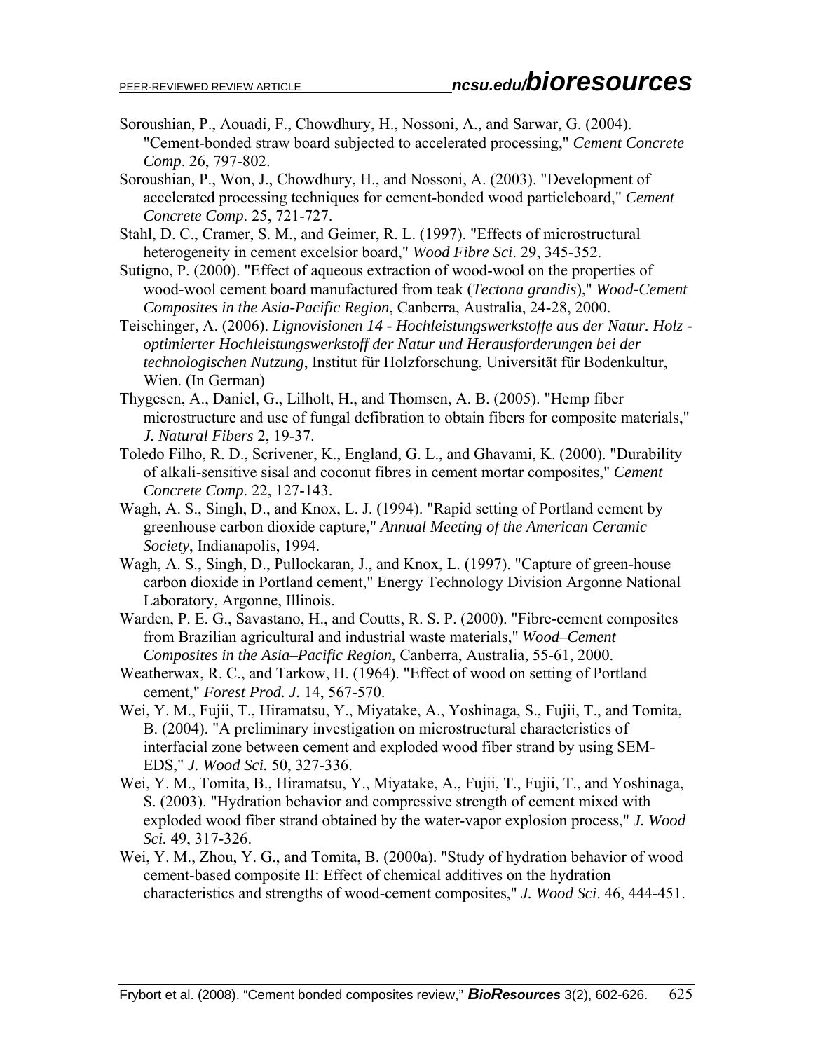Soroushian, P., Aouadi, F., Chowdhury, H., Nossoni, A., and Sarwar, G. (2004). "Cement-bonded straw board subjected to accelerated processing," *Cement Concrete Comp*. 26, 797-802.

Soroushian, P., Won, J., Chowdhury, H., and Nossoni, A. (2003). "Development of accelerated processing techniques for cement-bonded wood particleboard," *Cement Concrete Comp*. 25, 721-727.

Stahl, D. C., Cramer, S. M., and Geimer, R. L. (1997). "Effects of microstructural heterogeneity in cement excelsior board," *Wood Fibre Sci*. 29, 345-352.

Sutigno, P. (2000). "Effect of aqueous extraction of wood-wool on the properties of wood-wool cement board manufactured from teak (*Tectona grandis*)," *Wood-Cement Composites in the Asia-Pacific Region*, Canberra, Australia, 24-28, 2000.

Teischinger, A. (2006). *Lignovisionen 14 - Hochleistungswerkstoffe aus der Natur. Holz - optimierter Hochleistungswerkstoff der Natur und Herausforderungen bei der technologischen Nutzung*, Institut für Holzforschung, Universität für Bodenkultur, Wien. (In German)

Thygesen, A., Daniel, G., Lilholt, H., and Thomsen, A. B. (2005). "Hemp fiber microstructure and use of fungal defibration to obtain fibers for composite materials," *J. Natural Fibers* 2, 19-37.

Toledo Filho, R. D., Scrivener, K., England, G. L., and Ghavami, K. (2000). "Durability of alkali-sensitive sisal and coconut fibres in cement mortar composites," *Cement Concrete Comp*. 22, 127-143.

Wagh, A. S., Singh, D., and Knox, L. J. (1994). "Rapid setting of Portland cement by greenhouse carbon dioxide capture," *Annual Meeting of the American Ceramic Society*, Indianapolis, 1994.

Wagh, A. S., Singh, D., Pullockaran, J., and Knox, L. (1997). "Capture of green-house carbon dioxide in Portland cement," Energy Technology Division Argonne National Laboratory, Argonne, Illinois.

Warden, P. E. G., Savastano, H., and Coutts, R. S. P. (2000). "Fibre-cement composites from Brazilian agricultural and industrial waste materials," *Wood–Cement Composites in the Asia–Pacific Region*, Canberra, Australia, 55-61, 2000.

Weatherwax, R. C., and Tarkow, H. (1964). "Effect of wood on setting of Portland cement," *Forest Prod. J.* 14, 567-570.

Wei, Y. M., Fujii, T., Hiramatsu, Y., Miyatake, A., Yoshinaga, S., Fujii, T., and Tomita, B. (2004). "A preliminary investigation on microstructural characteristics of interfacial zone between cement and exploded wood fiber strand by using SEM-EDS," *J. Wood Sci.* 50, 327-336.

Wei, Y. M., Tomita, B., Hiramatsu, Y., Miyatake, A., Fujii, T., Fujii, T., and Yoshinaga, S. (2003). "Hydration behavior and compressive strength of cement mixed with exploded wood fiber strand obtained by the water-vapor explosion process," *J. Wood Sci.* 49, 317-326.

Wei, Y. M., Zhou, Y. G., and Tomita, B. (2000a). "Study of hydration behavior of wood cement-based composite II: Effect of chemical additives on the hydration characteristics and strengths of wood-cement composites," *J. Wood Sci*. 46, 444-451.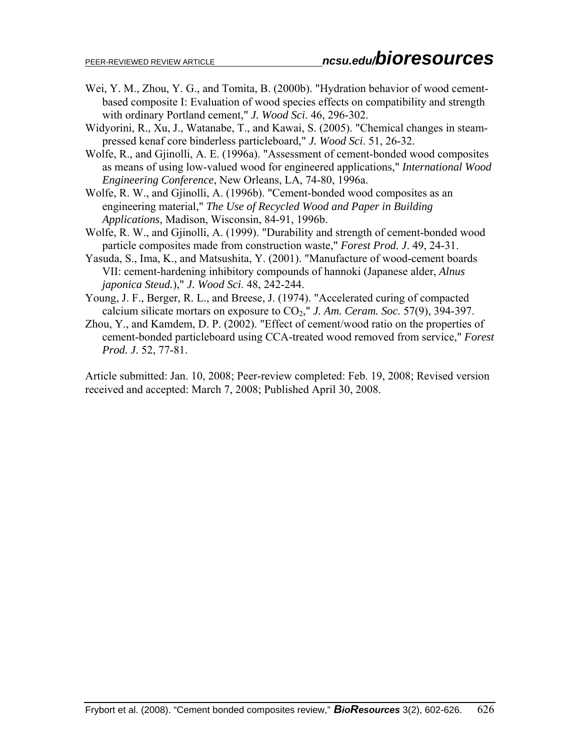Wei, Y. M., Zhou, Y. G., and Tomita, B. (2000b). "Hydration behavior of wood cement-based composite I: Evaluation of wood species effects on compatibility and strength with ordinary Portland cement," *J. Wood Sci*. 46, 296-302.

Widyorini, R., Xu, J., Watanabe, T., and Kawai, S. (2005). "Chemical changes in steam-pressed kenaf core binderless particleboard," *J. Wood Sci*. 51, 26-32.

Wolfe, R., and Gjinolli, A. E. (1996a). "Assessment of cement-bonded wood composites as means of using low-valued wood for engineered applications," *International Wood Engineering Conference*, New Orleans, LA, 74-80, 1996a.

Wolfe, R. W., and Gjinolli, A. (1996b). "Cement-bonded wood composites as an engineering material," *The Use of Recycled Wood and Paper in Building Applications*, Madison, Wisconsin, 84-91, 1996b.

Wolfe, R. W., and Gjinolli, A. (1999). "Durability and strength of cement-bonded wood particle composites made from construction waste," *Forest Prod. J*. 49, 24-31.

Yasuda, S., Ima, K., and Matsushita, Y. (2001). "Manufacture of wood-cement boards VII: cement-hardening inhibitory compounds of hannoki (Japanese alder, *Alnus japonica Steud.*)," *J. Wood Sci*. 48, 242-244.

Young, J. F., Berger, R. L., and Breese, J. (1974). "Accelerated curing of compacted calcium silicate mortars on exposure to $CO_2$," *J. Am. Ceram. Soc.* 57(9), 394-397.

Zhou, Y., and Kamdem, D. P. (2002). "Effect of cement/wood ratio on the properties of cement-bonded particleboard using CCA-treated wood removed from service," *Forest Prod. J*. 52, 77-81.

Article submitted: Jan. 10, 2008; Peer-review completed: Feb. 19, 2008; Revised version received and accepted: March 7, 2008; Published April 30, 2008.